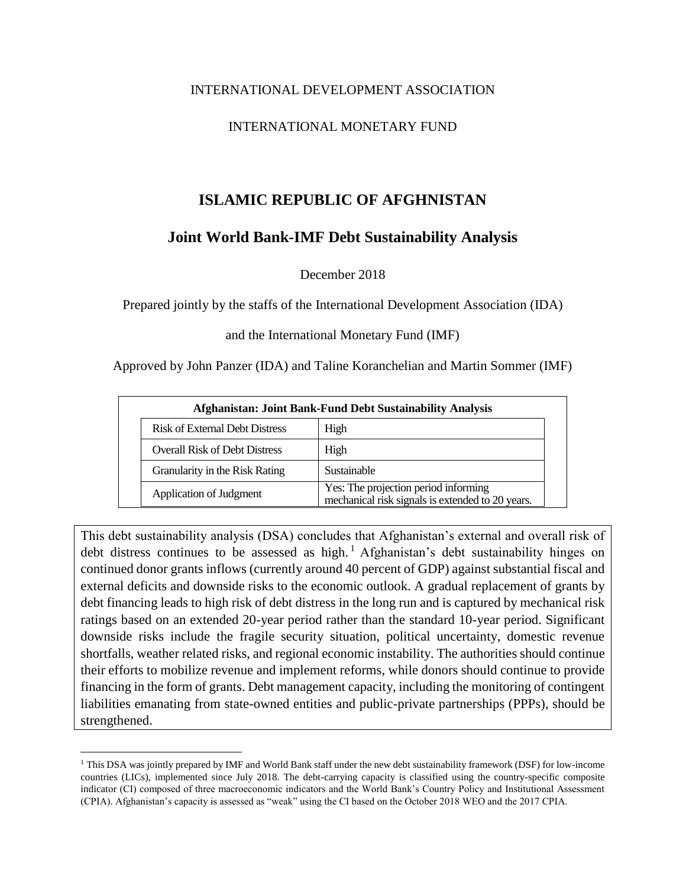INTERNATIONAL DEVELOPMENT ASSOCIATION

INTERNATIONAL MONETARY FUND

# ISLAMIC REPUBLIC OF AFGHNISTAN

## Joint World Bank-IMF Debt Sustainability Analysis

December 2018

Prepared jointly by the staffs of the International Development Association (IDA)

and the International Monetary Fund (IMF)

Approved by John Panzer (IDA) and Taline Koranchelian and Martin Sommer (IMF)

| Afghanistan: Joint Bank-Fund Debt Sustainability Analysis | |
|---|---|
| Risk of External Debt Distress | High |
| Overall Risk of Debt Distress | High |
| Granularity in the Risk Rating | Sustainable |
| Application of Judgment | Yes: The projection period informing mechanical risk signals is extended to 20 years. |

This debt sustainability analysis (DSA) concludes that Afghanistan's external and overall risk of debt distress continues to be assessed as high.[1] Afghanistan's debt sustainability hinges on continued donor grants inflows (currently around 40 percent of GDP) against substantial fiscal and external deficits and downside risks to the economic outlook. A gradual replacement of grants by debt financing leads to high risk of debt distress in the long run and is captured by mechanical risk ratings based on an extended 20-year period rather than the standard 10-year period. Significant downside risks include the fragile security situation, political uncertainty, domestic revenue shortfalls, weather related risks, and regional economic instability. The authorities should continue their efforts to mobilize revenue and implement reforms, while donors should continue to provide financing in the form of grants. Debt management capacity, including the monitoring of contingent liabilities emanating from state-owned entities and public-private partnerships (PPPs), should be strengthened.

[1] This DSA was jointly prepared by IMF and World Bank staff under the new debt sustainability framework (DSF) for low-income countries (LICs), implemented since July 2018. The debt-carrying capacity is classified using the country-specific composite indicator (CI) composed of three macroeconomic indicators and the World Bank's Country Policy and Institutional Assessment (CPIA). Afghanistan's capacity is assessed as "weak" using the CI based on the October 2018 WEO and the 2017 CPIA.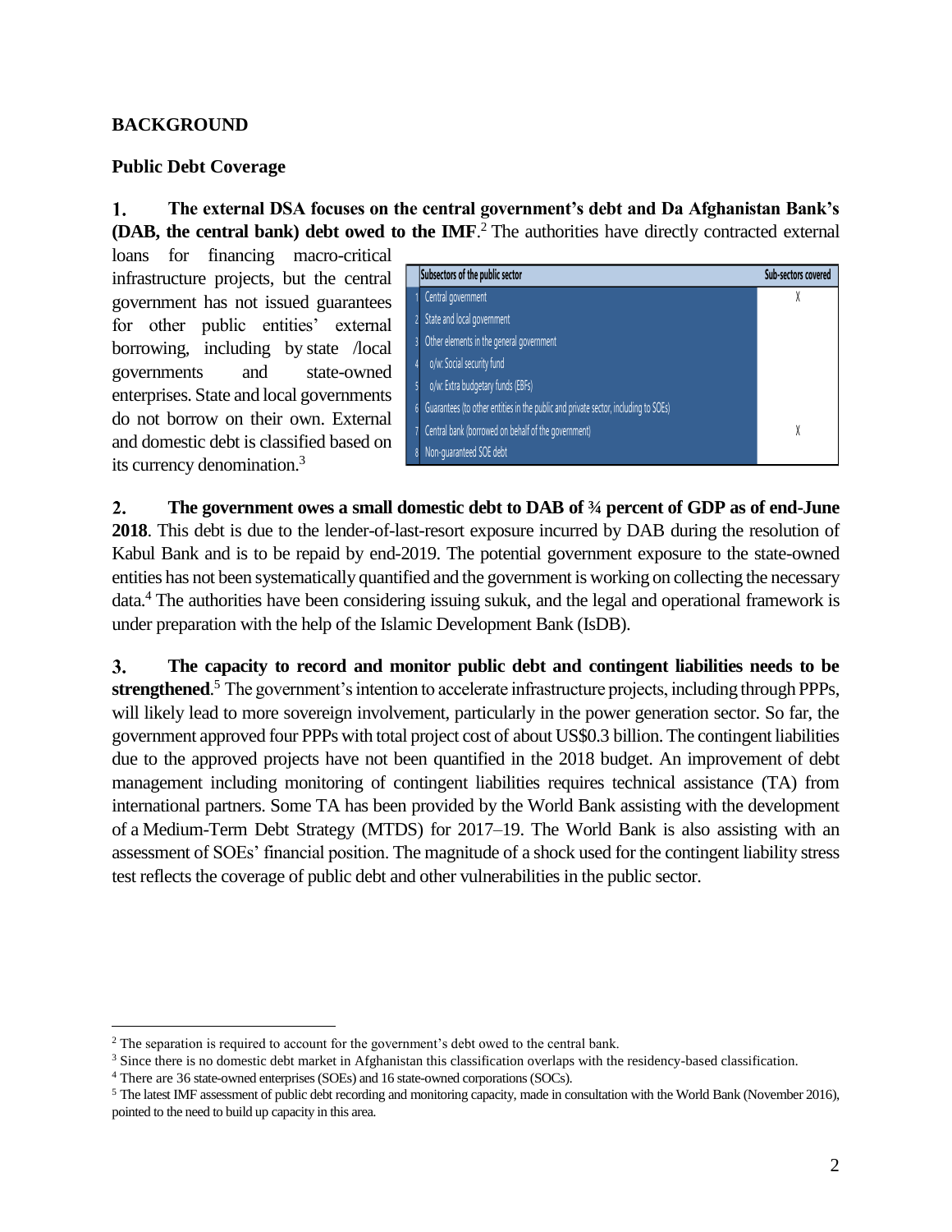## BACKGROUND

### Public Debt Coverage

1. **The external DSA focuses on the central government's debt and Da Afghanistan Bank's (DAB, the central bank) debt owed to the IMF**.[2] The authorities have directly contracted external loans for financing macro-critical infrastructure projects, but the central government has not issued guarantees for other public entities' external borrowing, including by state /local governments and state-owned enterprises. State and local governments do not borrow on their own. External and domestic debt is classified based on its currency denomination.[3]

| | Subsectors of the public sector | Sub-sectors covered |
|---|---|---|
| 1 | Central government | X |
| 2 | State and local government | |
| 3 | Other elements in the general government | |
| 4 | o/w: Social security fund | |
| 5 | o/w: Extra budgetary funds (EBFs) | |
| 6 | Guarantees (to other entities in the public and private sector, including to SOEs) | |
| 7 | Central bank (borrowed on behalf of the government) | X |
| 8 | Non-guaranteed SOE debt | |

2. **The government owes a small domestic debt to DAB of ¾ percent of GDP as of end-June 2018**. This debt is due to the lender-of-last-resort exposure incurred by DAB during the resolution of Kabul Bank and is to be repaid by end-2019. The potential government exposure to the state-owned entities has not been systematically quantified and the government is working on collecting the necessary data.[4] The authorities have been considering issuing sukuk, and the legal and operational framework is under preparation with the help of the Islamic Development Bank (IsDB).

3. **The capacity to record and monitor public debt and contingent liabilities needs to be strengthened**.[5] The government's intention to accelerate infrastructure projects, including through PPPs, will likely lead to more sovereign involvement, particularly in the power generation sector. So far, the government approved four PPPs with total project cost of about US$0.3 billion. The contingent liabilities due to the approved projects have not been quantified in the 2018 budget. An improvement of debt management including monitoring of contingent liabilities requires technical assistance (TA) from international partners. Some TA has been provided by the World Bank assisting with the development of a Medium-Term Debt Strategy (MTDS) for 2017–19. The World Bank is also assisting with an assessment of SOEs' financial position. The magnitude of a shock used for the contingent liability stress test reflects the coverage of public debt and other vulnerabilities in the public sector.

---

[2] The separation is required to account for the government's debt owed to the central bank.

[3] Since there is no domestic debt market in Afghanistan this classification overlaps with the residency-based classification.

[4] There are 36 state-owned enterprises (SOEs) and 16 state-owned corporations (SOCs).

[5] The latest IMF assessment of public debt recording and monitoring capacity, made in consultation with the World Bank (November 2016), pointed to the need to build up capacity in this area.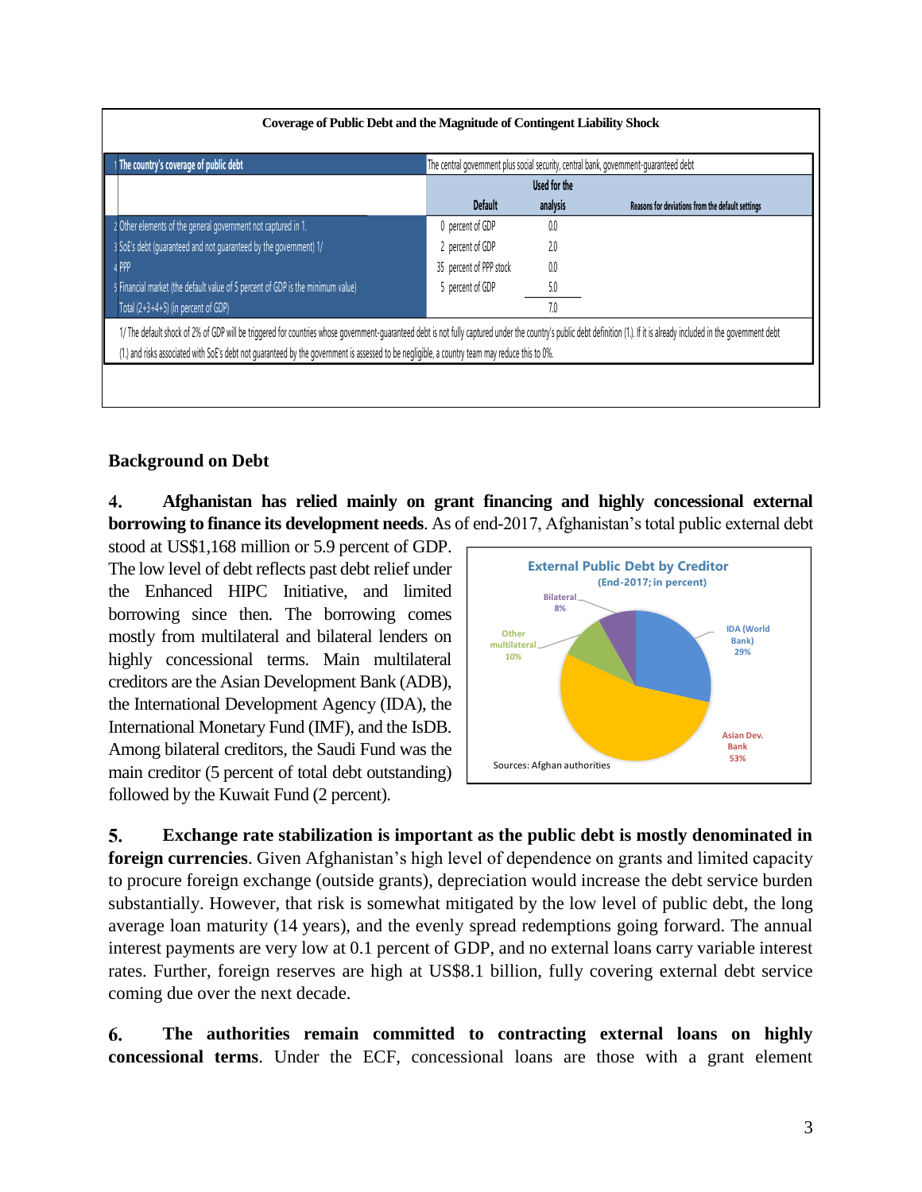**Coverage of Public Debt and the Magnitude of Contingent Liability Shock**

| | | | | |
|---|---|---|---|---|
| 1 | The country's coverage of public debt | The central government plus social security, central bank, government-guaranteed debt | | |
| | | Default | Used for the analysis | Reasons for deviations from the default settings |
| 2 | Other elements of the general government not captured in 1. | 0 percent of GDP | 0.0 | |
| 3 | SoE's debt (guaranteed and not guaranteed by the government) 1/ | 2 percent of GDP | 2.0 | |
| 4 | PPP | 35 percent of PPP stock | 0.0 | |
| 5 | Financial market (the default value of 5 percent of GDP is the minimum value) | 5 percent of GDP | 5.0 | |
| | Total (2+3+4+5) (in percent of GDP) | | 7.0 | |

1/ The default shock of 2% of GDP will be triggered for countries whose government-guaranteed debt is not fully captured under the country's public debt definition (1.). If it is already included in the government debt (1.) and risks associated with SoE's debt not guaranteed by the government is assessed to be negligible, a country team may reduce this to 0%.

## Background on Debt

**4. Afghanistan has relied mainly on grant financing and highly concessional external borrowing to finance its development needs**. As of end-2017, Afghanistan's total public external debt stood at US$1,168 million or 5.9 percent of GDP. The low level of debt reflects past debt relief under the Enhanced HIPC Initiative, and limited borrowing since then. The borrowing comes mostly from multilateral and bilateral lenders on highly concessional terms. Main multilateral creditors are the Asian Development Bank (ADB), the International Development Agency (IDA), the International Monetary Fund (IMF), and the IsDB. Among bilateral creditors, the Saudi Fund was the main creditor (5 percent of total debt outstanding) followed by the Kuwait Fund (2 percent).

**External Public Debt by Creditor**
(End-2017; in percent)

| Creditor | Percent |
|---|---|
| IDA (World Bank) | 29% |
| Asian Dev. Bank | 53% |
| Other multilateral | 10% |
| Bilateral | 8% |

Sources: Afghan authorities

**5. Exchange rate stabilization is important as the public debt is mostly denominated in foreign currencies**. Given Afghanistan's high level of dependence on grants and limited capacity to procure foreign exchange (outside grants), depreciation would increase the debt service burden substantially. However, that risk is somewhat mitigated by the low level of public debt, the long average loan maturity (14 years), and the evenly spread redemptions going forward. The annual interest payments are very low at 0.1 percent of GDP, and no external loans carry variable interest rates. Further, foreign reserves are high at US$8.1 billion, fully covering external debt service coming due over the next decade.

**6. The authorities remain committed to contracting external loans on highly concessional terms**. Under the ECF, concessional loans are those with a grant element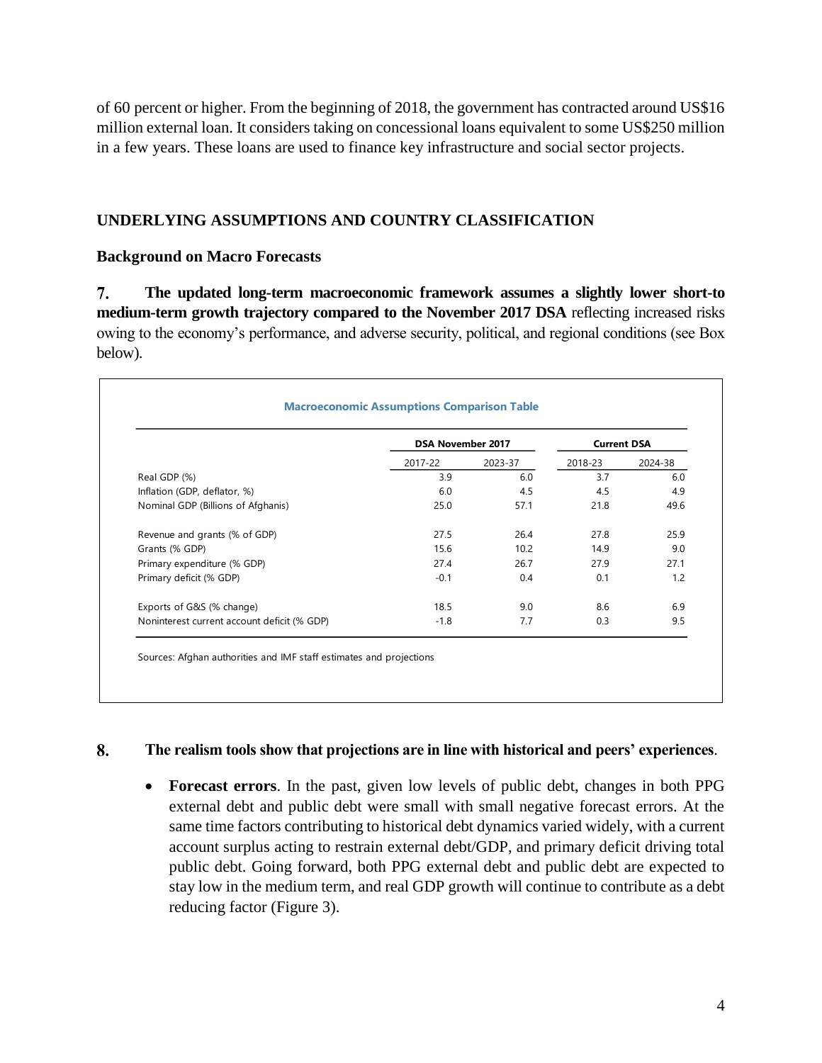of 60 percent or higher. From the beginning of 2018, the government has contracted around US$16 million external loan. It considers taking on concessional loans equivalent to some US$250 million in a few years. These loans are used to finance key infrastructure and social sector projects.

## UNDERLYING ASSUMPTIONS AND COUNTRY CLASSIFICATION

### Background on Macro Forecasts

**7. The updated long-term macroeconomic framework assumes a slightly lower short-to medium-term growth trajectory compared to the November 2017 DSA** reflecting increased risks owing to the economy's performance, and adverse security, political, and regional conditions (see Box below).

**Macroeconomic Assumptions Comparison Table**

| | DSA November 2017 | | Current DSA | |
|---|---|---|---|---|
| | 2017-22 | 2023-37 | 2018-23 | 2024-38 |
| Real GDP (%) | 3.9 | 6.0 | 3.7 | 6.0 |
| Inflation (GDP, deflator, %) | 6.0 | 4.5 | 4.5 | 4.9 |
| Nominal GDP (Billions of Afghanis) | 25.0 | 57.1 | 21.8 | 49.6 |
| Revenue and grants (% of GDP) | 27.5 | 26.4 | 27.8 | 25.9 |
| Grants (% GDP) | 15.6 | 10.2 | 14.9 | 9.0 |
| Primary expenditure (% GDP) | 27.4 | 26.7 | 27.9 | 27.1 |
| Primary deficit (% GDP) | -0.1 | 0.4 | 0.1 | 1.2 |
| Exports of G&S (% change) | 18.5 | 9.0 | 8.6 | 6.9 |
| Noninterest current account deficit (% GDP) | -1.8 | 7.7 | 0.3 | 9.5 |

Sources: Afghan authorities and IMF staff estimates and projections

**8. The realism tools show that projections are in line with historical and peers' experiences**.

- **Forecast errors**. In the past, given low levels of public debt, changes in both PPG external debt and public debt were small with small negative forecast errors. At the same time factors contributing to historical debt dynamics varied widely, with a current account surplus acting to restrain external debt/GDP, and primary deficit driving total public debt. Going forward, both PPG external debt and public debt are expected to stay low in the medium term, and real GDP growth will continue to contribute as a debt reducing factor (Figure 3).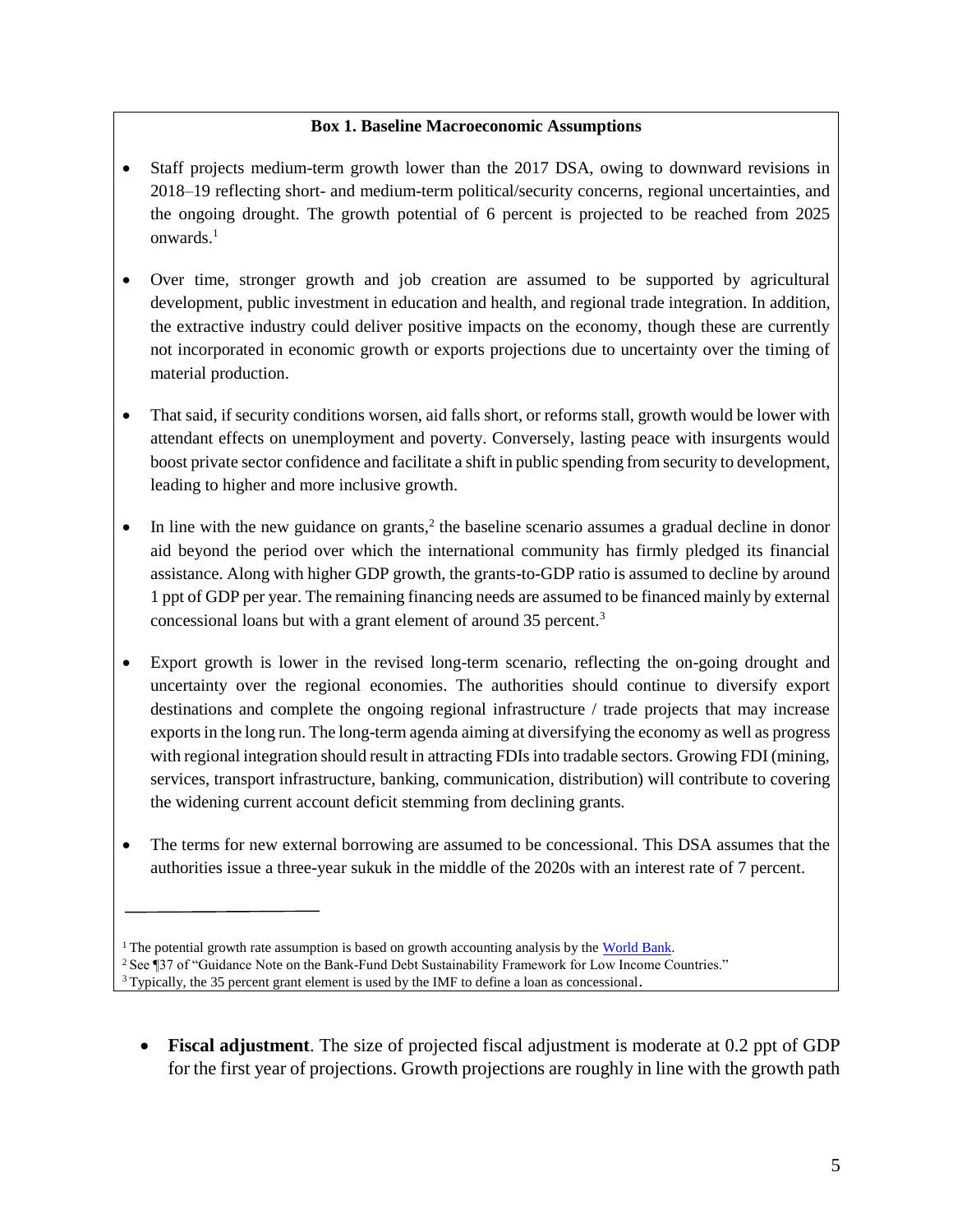**Box 1. Baseline Macroeconomic Assumptions**

- Staff projects medium-term growth lower than the 2017 DSA, owing to downward revisions in 2018–19 reflecting short- and medium-term political/security concerns, regional uncertainties, and the ongoing drought. The growth potential of 6 percent is projected to be reached from 2025 onwards.[1]

- Over time, stronger growth and job creation are assumed to be supported by agricultural development, public investment in education and health, and regional trade integration. In addition, the extractive industry could deliver positive impacts on the economy, though these are currently not incorporated in economic growth or exports projections due to uncertainty over the timing of material production.

- That said, if security conditions worsen, aid falls short, or reforms stall, growth would be lower with attendant effects on unemployment and poverty. Conversely, lasting peace with insurgents would boost private sector confidence and facilitate a shift in public spending from security to development, leading to higher and more inclusive growth.

- In line with the new guidance on grants,[2] the baseline scenario assumes a gradual decline in donor aid beyond the period over which the international community has firmly pledged its financial assistance. Along with higher GDP growth, the grants-to-GDP ratio is assumed to decline by around 1 ppt of GDP per year. The remaining financing needs are assumed to be financed mainly by external concessional loans but with a grant element of around 35 percent.[3]

- Export growth is lower in the revised long-term scenario, reflecting the on-going drought and uncertainty over the regional economies. The authorities should continue to diversify export destinations and complete the ongoing regional infrastructure / trade projects that may increase exports in the long run. The long-term agenda aiming at diversifying the economy as well as progress with regional integration should result in attracting FDIs into tradable sectors. Growing FDI (mining, services, transport infrastructure, banking, communication, distribution) will contribute to covering the widening current account deficit stemming from declining grants.

- The terms for new external borrowing are assumed to be concessional. This DSA assumes that the authorities issue a three-year sukuk in the middle of the 2020s with an interest rate of 7 percent.

---

[1] The potential growth rate assumption is based on growth accounting analysis by the World Bank.

[2] See ¶37 of "Guidance Note on the Bank-Fund Debt Sustainability Framework for Low Income Countries."

[3] Typically, the 35 percent grant element is used by the IMF to define a loan as concessional.

- **Fiscal adjustment**. The size of projected fiscal adjustment is moderate at 0.2 ppt of GDP for the first year of projections. Growth projections are roughly in line with the growth path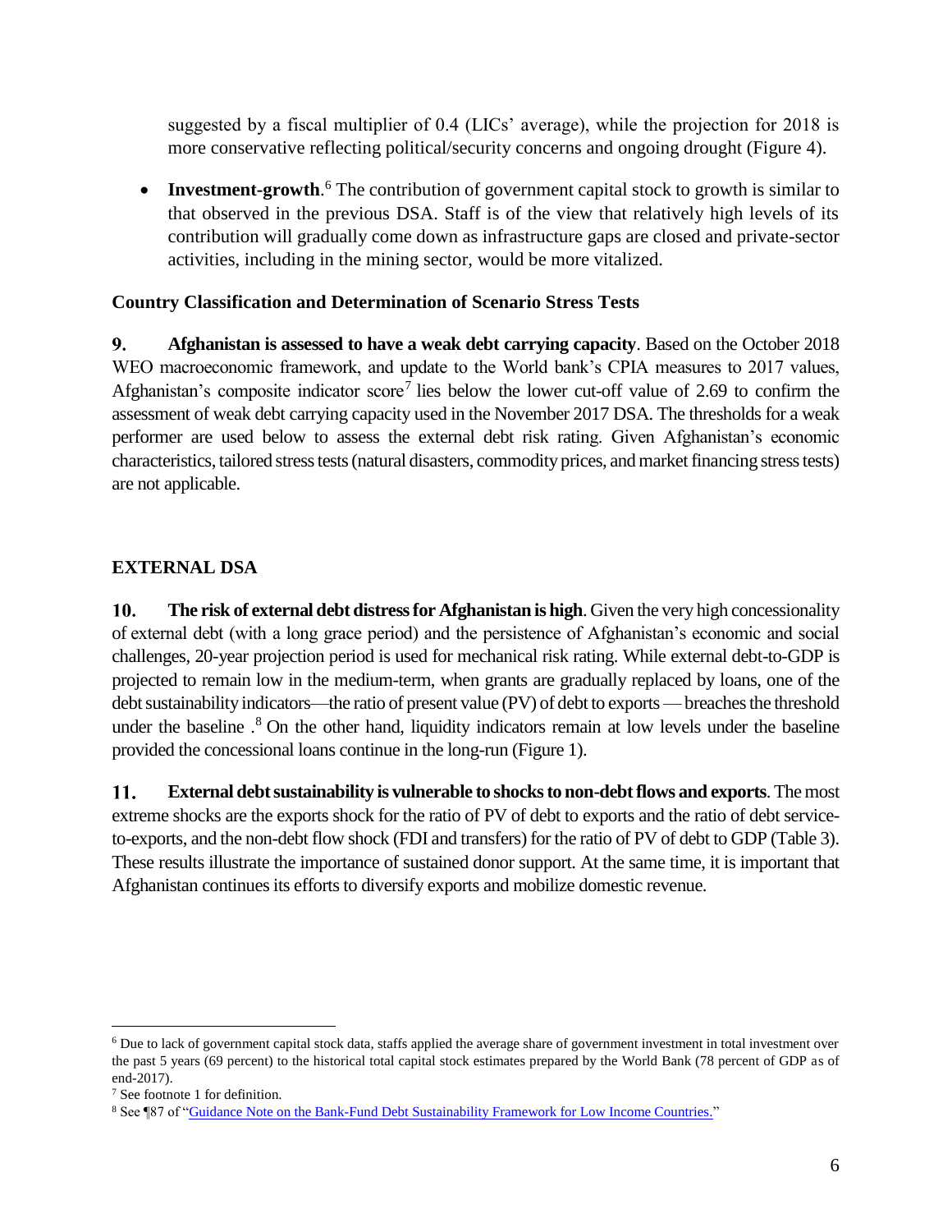suggested by a fiscal multiplier of 0.4 (LICs' average), while the projection for 2018 is more conservative reflecting political/security concerns and ongoing drought (Figure 4).

- **Investment-growth**.[6] The contribution of government capital stock to growth is similar to that observed in the previous DSA. Staff is of the view that relatively high levels of its contribution will gradually come down as infrastructure gaps are closed and private-sector activities, including in the mining sector, would be more vitalized.

### Country Classification and Determination of Scenario Stress Tests

**9. Afghanistan is assessed to have a weak debt carrying capacity**. Based on the October 2018 WEO macroeconomic framework, and update to the World bank's CPIA measures to 2017 values, Afghanistan's composite indicator score[7] lies below the lower cut-off value of 2.69 to confirm the assessment of weak debt carrying capacity used in the November 2017 DSA. The thresholds for a weak performer are used below to assess the external debt risk rating. Given Afghanistan's economic characteristics, tailored stress tests (natural disasters, commodity prices, and market financing stress tests) are not applicable.

## EXTERNAL DSA

**10. The risk of external debt distress for Afghanistan is high**. Given the very high concessionality of external debt (with a long grace period) and the persistence of Afghanistan's economic and social challenges, 20-year projection period is used for mechanical risk rating. While external debt-to-GDP is projected to remain low in the medium-term, when grants are gradually replaced by loans, one of the debt sustainability indicators—the ratio of present value (PV) of debt to exports — breaches the threshold under the baseline .[8] On the other hand, liquidity indicators remain at low levels under the baseline provided the concessional loans continue in the long-run (Figure 1).

**11. External debt sustainability is vulnerable to shocks to non-debt flows and exports**. The most extreme shocks are the exports shock for the ratio of PV of debt to exports and the ratio of debt service-to-exports, and the non-debt flow shock (FDI and transfers) for the ratio of PV of debt to GDP (Table 3). These results illustrate the importance of sustained donor support. At the same time, it is important that Afghanistan continues its efforts to diversify exports and mobilize domestic revenue.

---

[6] Due to lack of government capital stock data, staffs applied the average share of government investment in total investment over the past 5 years (69 percent) to the historical total capital stock estimates prepared by the World Bank (78 percent of GDP as of end-2017).

[7] See footnote 1 for definition.

[8] See ¶87 of "Guidance Note on the Bank-Fund Debt Sustainability Framework for Low Income Countries."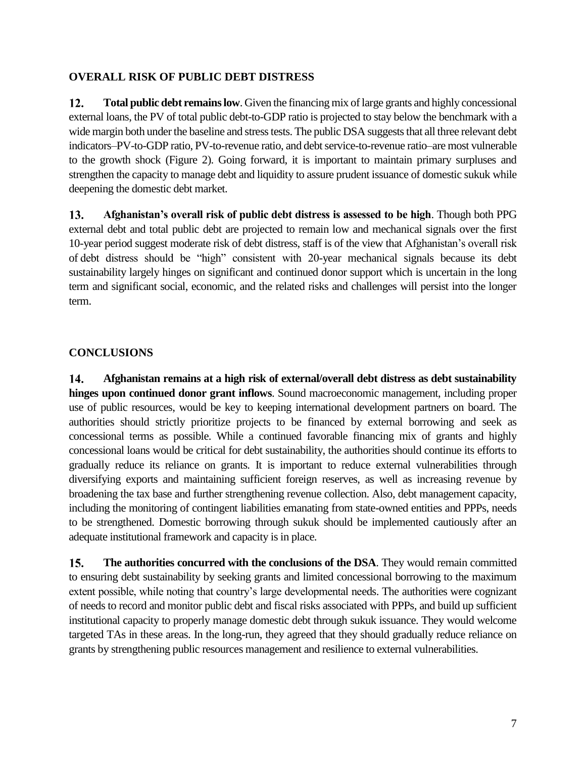## OVERALL RISK OF PUBLIC DEBT DISTRESS

**12. Total public debt remains low**. Given the financing mix of large grants and highly concessional external loans, the PV of total public debt-to-GDP ratio is projected to stay below the benchmark with a wide margin both under the baseline and stress tests. The public DSA suggests that all three relevant debt indicators–PV-to-GDP ratio, PV-to-revenue ratio, and debt service-to-revenue ratio–are most vulnerable to the growth shock (Figure 2). Going forward, it is important to maintain primary surpluses and strengthen the capacity to manage debt and liquidity to assure prudent issuance of domestic sukuk while deepening the domestic debt market.

**13. Afghanistan's overall risk of public debt distress is assessed to be high**. Though both PPG external debt and total public debt are projected to remain low and mechanical signals over the first 10-year period suggest moderate risk of debt distress, staff is of the view that Afghanistan's overall risk of debt distress should be "high" consistent with 20-year mechanical signals because its debt sustainability largely hinges on significant and continued donor support which is uncertain in the long term and significant social, economic, and the related risks and challenges will persist into the longer term.

## CONCLUSIONS

**14. Afghanistan remains at a high risk of external/overall debt distress as debt sustainability hinges upon continued donor grant inflows**. Sound macroeconomic management, including proper use of public resources, would be key to keeping international development partners on board. The authorities should strictly prioritize projects to be financed by external borrowing and seek as concessional terms as possible. While a continued favorable financing mix of grants and highly concessional loans would be critical for debt sustainability, the authorities should continue its efforts to gradually reduce its reliance on grants. It is important to reduce external vulnerabilities through diversifying exports and maintaining sufficient foreign reserves, as well as increasing revenue by broadening the tax base and further strengthening revenue collection. Also, debt management capacity, including the monitoring of contingent liabilities emanating from state-owned entities and PPPs, needs to be strengthened. Domestic borrowing through sukuk should be implemented cautiously after an adequate institutional framework and capacity is in place.

**15. The authorities concurred with the conclusions of the DSA**. They would remain committed to ensuring debt sustainability by seeking grants and limited concessional borrowing to the maximum extent possible, while noting that country's large developmental needs. The authorities were cognizant of needs to record and monitor public debt and fiscal risks associated with PPPs, and build up sufficient institutional capacity to properly manage domestic debt through sukuk issuance. They would welcome targeted TAs in these areas. In the long-run, they agreed that they should gradually reduce reliance on grants by strengthening public resources management and resilience to external vulnerabilities.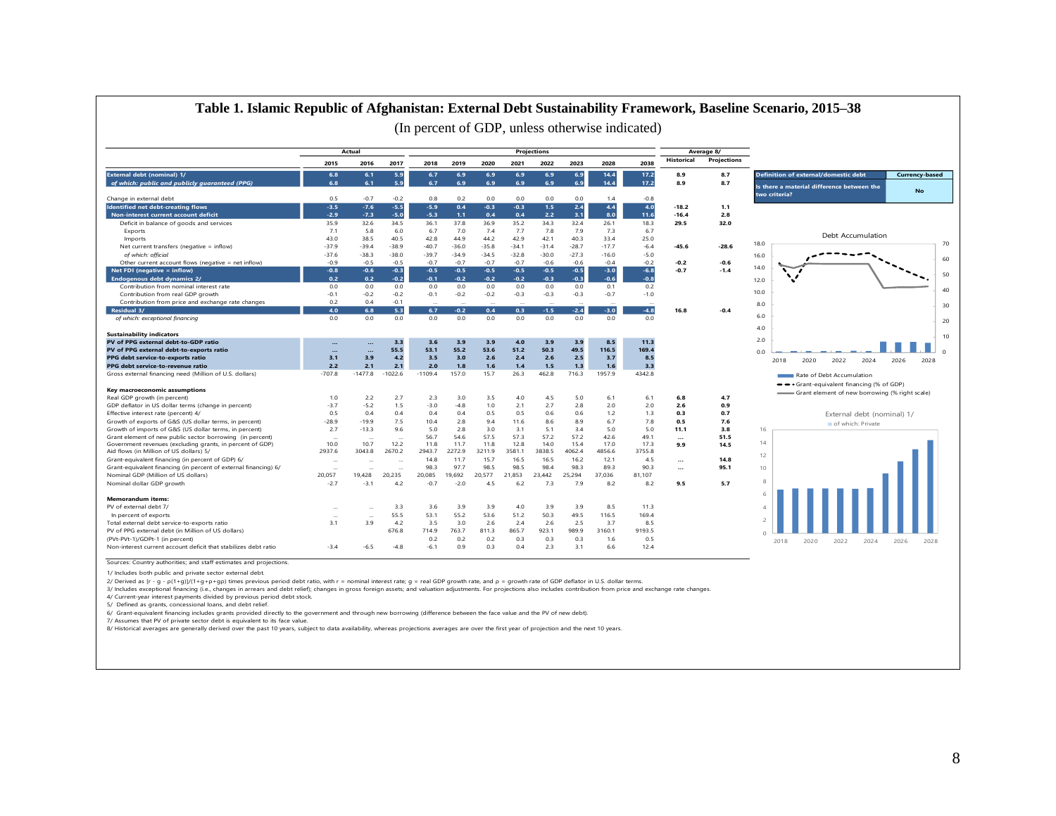# Table 1. Islamic Republic of Afghanistan: External Debt Sustainability Framework, Baseline Scenario, 2015–38

(In percent of GDP, unless otherwise indicated)

| | Actual | | | Projections | | | | | | | | Average 8/ | |
|---|---|---|---|---|---|---|---|---|---|---|---|---|---|
| | 2015 | 2016 | 2017 | 2018 | 2019 | 2020 | 2021 | 2022 | 2023 | 2028 | 2038 | Historical | Projections |
| **External debt (nominal) 1/** | 6.8 | 6.1 | 5.9 | 6.7 | 6.9 | 6.9 | 6.9 | 6.9 | 6.9 | 14.4 | 17.2 | 8.9 | 8.7 |
| *of which: public and publicly guaranteed (PPG)* | 6.8 | 6.1 | 5.9 | 6.7 | 6.9 | 6.9 | 6.9 | 6.9 | 6.9 | 14.4 | 17.2 | 8.9 | 8.7 |
| Change in external debt | 0.5 | -0.7 | -0.2 | 0.8 | 0.2 | 0.0 | 0.0 | 0.0 | 0.0 | 1.4 | -0.8 | | |
| **Identified net debt-creating flows** | -3.5 | -7.6 | -5.5 | -5.9 | 0.4 | -0.3 | -0.3 | 1.5 | 2.4 | 4.4 | 4.0 | -18.2 | 1.1 |
| **Non-interest current account deficit** | -2.9 | -7.3 | -5.0 | -5.3 | 1.1 | 0.4 | 0.4 | 2.2 | 3.1 | 8.0 | 11.6 | -16.4 | 2.8 |
| Deficit in balance of goods and services | 35.9 | 32.6 | 34.5 | 36.1 | 37.8 | 36.9 | 35.2 | 34.3 | 32.4 | 26.1 | 18.3 | 29.5 | 32.0 |
| Exports | 7.1 | 5.8 | 6.0 | 6.7 | 7.0 | 7.4 | 7.7 | 7.8 | 7.9 | 7.3 | 6.7 | | |
| Imports | 43.0 | 38.5 | 40.5 | 42.8 | 44.9 | 44.2 | 42.9 | 42.1 | 40.3 | 33.4 | 25.0 | | |
| Net current transfers (negative = inflow) | -37.9 | -39.4 | -38.9 | -40.7 | -36.0 | -35.8 | -34.1 | -31.4 | -28.7 | -17.7 | -6.4 | -45.6 | -28.6 |
| *of which: official* | -37.6 | -38.3 | -38.0 | -39.7 | -34.9 | -34.5 | -32.8 | -30.0 | -27.3 | -16.0 | -5.0 | | |
| Other current account flows (negative = net inflow) | -0.9 | -0.5 | -0.5 | -0.7 | -0.7 | -0.7 | -0.7 | -0.6 | -0.6 | -0.4 | -0.2 | -0.2 | -0.6 |
| **Net FDI (negative = inflow)** | -0.8 | -0.6 | -0.3 | -0.5 | -0.5 | -0.5 | -0.5 | -0.5 | -0.5 | -3.0 | -6.8 | -0.7 | -1.4 |
| **Endogenous debt dynamics 2/** | 0.2 | 0.2 | -0.2 | -0.1 | -0.2 | -0.2 | -0.3 | -0.3 | -0.3 | -0.6 | -0.8 | | |
| Contribution from nominal interest rate | 0.0 | 0.0 | 0.0 | 0.0 | 0.0 | 0.0 | 0.0 | 0.0 | 0.0 | 0.1 | 0.2 | | |
| Contribution from real GDP growth | -0.1 | -0.2 | -0.2 | -0.1 | -0.2 | -0.2 | -0.3 | -0.3 | -0.3 | -0.7 | -1.0 | | |
| Contribution from price and exchange rate changes | 0.2 | 0.4 | -0.1 | ... | ... | ... | ... | ... | ... | ... | ... | | |
| **Residual 3/** | 4.0 | 6.8 | 5.3 | 6.7 | -0.2 | 0.4 | 0.3 | -1.5 | -2.4 | -3.0 | -4.8 | 16.8 | -0.4 |
| *of which: exceptional financing* | 0.0 | 0.0 | 0.0 | 0.0 | 0.0 | 0.0 | 0.0 | 0.0 | 0.0 | 0.0 | 0.0 | | |
| **Sustainability indicators** | | | | | | | | | | | | | |
| **PV of PPG external debt-to-GDP ratio** | ... | ... | 3.3 | 3.6 | 3.9 | 3.9 | 4.0 | 3.9 | 3.9 | 8.5 | 11.3 | | |
| **PV of PPG external debt-to-exports ratio** | ... | ... | 55.5 | 53.1 | 55.2 | 53.6 | 51.2 | 50.3 | 49.5 | 116.5 | 169.4 | | |
| **PPG debt service-to-exports ratio** | 3.1 | 3.9 | 4.2 | 3.5 | 3.0 | 2.6 | 2.4 | 2.6 | 2.5 | 3.7 | 8.5 | | |
| **PPG debt service-to-revenue ratio** | 2.2 | 2.1 | 2.1 | 2.0 | 1.8 | 1.6 | 1.4 | 1.5 | 1.3 | 1.6 | 3.3 | | |
| Gross external financing need (Million of U.S. dollars) | -707.8 | -1477.8 | -1022.6 | -1109.4 | 157.0 | 15.7 | 26.3 | 462.8 | 716.3 | 1957.9 | 4342.8 | | |
| **Key macroeconomic assumptions** | | | | | | | | | | | | | |
| Real GDP growth (in percent) | 1.0 | 2.2 | 2.7 | 2.3 | 3.0 | 3.5 | 4.0 | 4.5 | 5.0 | 6.1 | 6.1 | 6.8 | 4.7 |
| GDP deflator in US dollar terms (change in percent) | -3.7 | -5.2 | 1.5 | -3.0 | -4.8 | 1.0 | 2.1 | 2.7 | 2.8 | 2.0 | 2.0 | 2.6 | 0.9 |
| Effective interest rate (percent) 4/ | 0.5 | 0.4 | 0.4 | 0.4 | 0.4 | 0.5 | 0.5 | 0.6 | 0.6 | 1.2 | 1.3 | 0.3 | 0.7 |
| Growth of exports of G&S (US dollar terms, in percent) | -28.9 | -19.9 | 7.5 | 10.4 | 2.8 | 9.4 | 11.6 | 8.6 | 8.9 | 6.7 | 7.8 | 0.5 | 7.6 |
| Growth of imports of G&S (US dollar terms, in percent) | 2.7 | -13.3 | 9.6 | 5.0 | 2.8 | 3.0 | 3.1 | 5.1 | 3.4 | 5.0 | 5.0 | 11.1 | 3.8 |
| Grant element of new public sector borrowing (in percent) | ... | ... | ... | 56.7 | 54.6 | 57.5 | 57.3 | 57.2 | 57.2 | 42.6 | 49.1 | ... | 51.5 |
| Government revenues (excluding grants, in percent of GDP) | 10.0 | 10.7 | 12.2 | 11.8 | 11.7 | 11.8 | 12.8 | 14.0 | 15.4 | 17.0 | 17.3 | 9.9 | 14.5 |
| Aid flows (in Million of US dollars) 5/ | 2937.6 | 3043.8 | 2670.2 | 2943.7 | 2272.9 | 3211.9 | 3581.1 | 3838.5 | 4062.4 | 4856.6 | 3755.8 | | |
| Grant-equivalent financing (in percent of GDP) 6/ | ... | ... | ... | 14.8 | 11.7 | 15.7 | 16.5 | 16.5 | 16.2 | 12.1 | 4.5 | ... | 14.8 |
| Grant-equivalent financing (in percent of external financing) 6/ | ... | ... | ... | 98.3 | 97.7 | 98.5 | 98.5 | 98.4 | 98.3 | 89.3 | 90.3 | ... | 95.1 |
| Nominal GDP (Million of US dollars) | 20,057 | 19,428 | 20,235 | 20,085 | 19,692 | 20,577 | 21,853 | 23,442 | 25,294 | 37,036 | 81,107 | | |
| Nominal dollar GDP growth | -2.7 | -3.1 | 4.2 | -0.7 | -2.0 | 4.5 | 6.2 | 7.3 | 7.9 | 8.2 | 8.2 | 9.5 | 5.7 |
| **Memorandum items:** | | | | | | | | | | | | | |
| PV of external debt 7/ | ... | ... | 3.3 | 3.6 | 3.9 | 3.9 | 4.0 | 3.9 | 3.9 | 8.5 | 11.3 | | |
| In percent of exports | ... | ... | 55.5 | 53.1 | 55.2 | 53.6 | 51.2 | 50.3 | 49.5 | 116.5 | 169.4 | | |
| Total external debt service-to-exports ratio | 3.1 | 3.9 | 4.2 | 3.5 | 3.0 | 2.6 | 2.4 | 2.6 | 2.5 | 3.7 | 8.5 | | |
| PV of PPG external debt (in Million of US dollars) | | | 676.8 | 714.9 | 763.7 | 811.3 | 865.7 | 923.1 | 989.9 | 3160.1 | 9193.5 | | |
| (PVt-PVt-1)/GDPt-1 (in percent) | | | | 0.2 | 0.2 | 0.2 | 0.3 | 0.3 | 0.3 | 1.6 | 0.5 | | |
| Non-interest current account deficit that stabilizes debt ratio | -3.4 | -6.5 | -4.8 | -6.1 | 0.9 | 0.3 | 0.4 | 2.3 | 3.1 | 6.6 | 12.4 | | |

| Definition of external/domestic debt | Currency-based |
|---|---|
| Is there a material difference between the two criteria? | No |

Debt Accumulation

Rate of Debt Accumulation
Grant-equivalent financing (% of GDP)
Grant element of new borrowing (% right scale)

External debt (nominal) 1/

of which: Private

Sources: Country authorities; and staff estimates and projections.

1/ Includes both public and private sector external debt.

2/ Derived as [r - g - ρ(1+g)]/(1+g+ρ+gρ) times previous period debt ratio, with r = nominal interest rate; g = real GDP growth rate, and ρ = growth rate of GDP deflator in U.S. dollar terms.

3/ Includes exceptional financing (i.e., changes in arrears and debt relief); changes in gross foreign assets; and valuation adjustments. For projections also includes contribution from price and exchange rate changes.

4/ Current-year interest payments divided by previous period debt stock.

5/ Defined as grants, concessional loans, and debt relief.

6/ Grant-equivalent financing includes grants provided directly to the government and through new borrowing (difference between the face value and the PV of new debt).

7/ Assumes that PV of private sector debt is equivalent to its face value.

8/ Historical averages are generally derived over the past 10 years, subject to data availability, whereas projections averages are over the first year of projection and the next 10 years.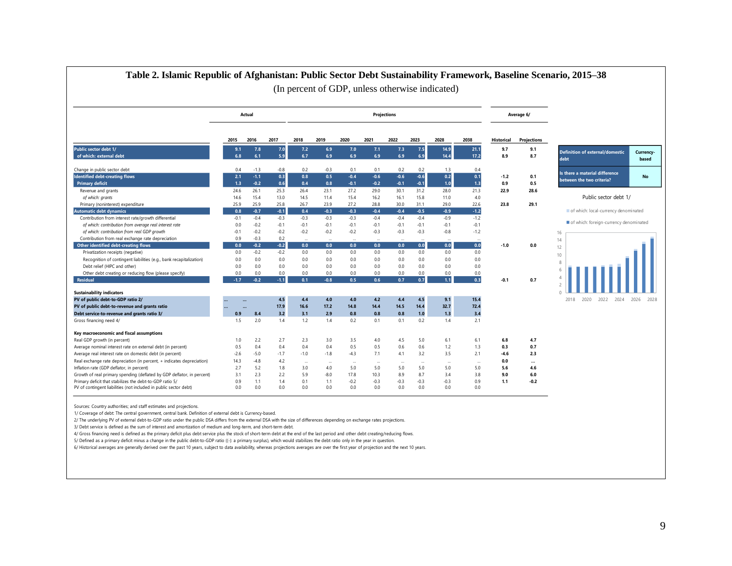# Table 2. Islamic Republic of Afghanistan: Public Sector Debt Sustainability Framework, Baseline Scenario, 2015–38

(In percent of GDP, unless otherwise indicated)

| | Actual | | | Projections | | | | | | | | Average 6/ | |
|---|---|---|---|---|---|---|---|---|---|---|---|---|---|
| | 2015 | 2016 | 2017 | 2018 | 2019 | 2020 | 2021 | 2022 | 2023 | 2028 | 2038 | Historical | Projections |
| **Public sector debt 1/** | 9.1 | 7.8 | 7.0 | 7.2 | 6.9 | 7.0 | 7.1 | 7.3 | 7.5 | 14.9 | 21.1 | 9.7 | 9.1 |
| of which: external debt | 6.8 | 6.1 | 5.9 | 6.7 | 6.9 | 6.9 | 6.9 | 6.9 | 6.9 | 14.4 | 17.2 | 8.9 | 8.7 |
| Change in public sector debt | 0.4 | -1.3 | -0.8 | 0.2 | -0.3 | 0.1 | 0.1 | 0.2 | 0.2 | 1.3 | 0.4 | | |
| **Identified debt-creating flows** | 2.1 | -1.1 | 0.3 | 0.8 | 0.5 | -0.4 | -0.6 | -0.6 | -0.6 | 0.2 | 0.1 | -1.2 | 0.1 |
| **Primary deficit** | 1.3 | -0.2 | 0.6 | 0.4 | 0.8 | -0.1 | -0.2 | -0.1 | -0.1 | 1.0 | 1.3 | 0.9 | 0.5 |
| Revenue and grants | 24.6 | 26.1 | 25.3 | 26.4 | 23.1 | 27.2 | 29.0 | 30.1 | 31.2 | 28.0 | 21.3 | 22.9 | 28.6 |
| *of which: grants* | 14.6 | 15.4 | 13.0 | 14.5 | 11.4 | 15.4 | 16.2 | 16.1 | 15.8 | 11.0 | 4.0 | | |
| Primary (noninterest) expenditure | 25.9 | 25.9 | 25.8 | 26.7 | 23.9 | 27.2 | 28.8 | 30.0 | 31.1 | 29.0 | 22.6 | 23.8 | 29.1 |
| **Automatic debt dynamics** | 0.8 | -0.7 | -0.1 | 0.4 | -0.3 | -0.3 | -0.4 | -0.4 | -0.5 | -0.9 | -1.2 | | |
| Contribution from interest rate/growth differential | -0.1 | -0.4 | -0.3 | -0.3 | -0.3 | -0.3 | -0.4 | -0.4 | -0.4 | -0.9 | -1.2 | | |
| *of which: contribution from average real interest rate* | 0.0 | -0.2 | -0.1 | -0.1 | -0.1 | -0.1 | -0.1 | -0.1 | -0.1 | -0.1 | -0.1 | | |
| *of which: contribution from real GDP growth* | -0.1 | -0.2 | -0.2 | -0.2 | -0.2 | -0.2 | -0.3 | -0.3 | -0.3 | -0.8 | -1.2 | | |
| Contribution from real exchange rate depreciation | 0.9 | -0.3 | 0.2 | ... | ... | ... | ... | ... | ... | ... | ... | | |
| **Other identified debt-creating flows** | 0.0 | -0.2 | -0.2 | 0.0 | 0.0 | 0.0 | 0.0 | 0.0 | 0.0 | 0.0 | 0.0 | -1.0 | 0.0 |
| Privatization receipts (negative) | 0.0 | -0.2 | -0.2 | 0.0 | 0.0 | 0.0 | 0.0 | 0.0 | 0.0 | 0.0 | 0.0 | | |
| Recognition of contingent liabilities (e.g., bank recapitalization) | 0.0 | 0.0 | 0.0 | 0.0 | 0.0 | 0.0 | 0.0 | 0.0 | 0.0 | 0.0 | 0.0 | | |
| Debt relief (HIPC and other) | 0.0 | 0.0 | 0.0 | 0.0 | 0.0 | 0.0 | 0.0 | 0.0 | 0.0 | 0.0 | 0.0 | | |
| Other debt creating or reducing flow (please specify) | 0.0 | 0.0 | 0.0 | 0.0 | 0.0 | 0.0 | 0.0 | 0.0 | 0.0 | 0.0 | 0.0 | | |
| **Residual** | -1.7 | -0.2 | -1.1 | 0.1 | -0.8 | 0.5 | 0.6 | 0.7 | 0.7 | 1.1 | 0.3 | -0.1 | 0.7 |
| **Sustainability indicators** | | | | | | | | | | | | | |
| **PV of public debt-to-GDP ratio 2/** | ... | ... | 4.5 | 4.4 | 4.0 | 4.0 | 4.2 | 4.4 | 4.5 | 9.1 | 15.4 | | |
| **PV of public debt-to-revenue and grants ratio** | ... | ... | 17.9 | 16.6 | 17.2 | 14.8 | 14.4 | 14.5 | 14.4 | 32.7 | 72.4 | | |
| **Debt service-to-revenue and grants ratio 3/** | 0.9 | 8.4 | 3.2 | 3.1 | 2.9 | 0.8 | 0.8 | 0.8 | 1.0 | 1.3 | 3.4 | | |
| Gross financing need 4/ | 1.5 | 2.0 | 1.4 | 1.2 | 1.4 | 0.2 | 0.1 | 0.1 | 0.2 | 1.4 | 2.1 | | |
| **Key macroeconomic and fiscal assumptions** | | | | | | | | | | | | | |
| Real GDP growth (in percent) | 1.0 | 2.2 | 2.7 | 2.3 | 3.0 | 3.5 | 4.0 | 4.5 | 5.0 | 6.1 | 6.1 | 6.8 | 4.7 |
| Average nominal interest rate on external debt (in percent) | 0.5 | 0.4 | 0.4 | 0.4 | 0.4 | 0.5 | 0.5 | 0.6 | 0.6 | 1.2 | 1.3 | 0.3 | 0.7 |
| Average real interest rate on domestic debt (in percent) | -2.6 | -5.0 | -1.7 | -1.0 | -1.8 | -4.3 | 7.1 | 4.1 | 3.2 | 3.5 | 2.1 | -4.6 | 2.3 |
| Real exchange rate depreciation (in percent, + indicates depreciation) | 14.3 | -4.8 | 4.2 | ... | ... | ... | ... | ... | ... | ... | ... | 0.0 | ... |
| Inflation rate (GDP deflator, in percent) | 2.7 | 5.2 | 1.8 | 3.0 | 4.0 | 5.0 | 5.0 | 5.0 | 5.0 | 5.0 | 5.0 | 5.6 | 4.6 |
| Growth of real primary spending (deflated by GDP deflator, in percent) | 3.1 | 2.3 | 2.2 | 5.9 | -8.0 | 17.8 | 10.3 | 8.9 | 8.7 | 3.4 | 3.8 | 9.0 | 6.0 |
| Primary deficit that stabilizes the debt-to-GDP ratio 5/ | 0.9 | 1.1 | 1.4 | 0.1 | 1.1 | -0.2 | -0.3 | -0.3 | -0.3 | -0.3 | 0.9 | 1.1 | -0.2 |
| PV of contingent liabilities (not included in public sector debt) | 0.0 | 0.0 | 0.0 | 0.0 | 0.0 | 0.0 | 0.0 | 0.0 | 0.0 | 0.0 | 0.0 | | |

| | |
|---|---|
| **Definition of external/domestic debt** | **Currency-based** |
| **Is there a material difference between the two criteria?** | **No** |

Public sector debt 1/

- of which: local-currency denominated
- of which: foreign-currency denominated

Sources: Country authorities; and staff estimates and projections.

1/ Coverage of debt: The central government, central bank. Definition of external debt is Currency-based.

2/ The underlying PV of external debt-to-GDP ratio under the public DSA differs from the external DSA with the size of differences depending on exchange rates projections.

3/ Debt service is defined as the sum of interest and amortization of medium and long-term, and short-term debt.

4/ Gross financing need is defined as the primary deficit plus debt service plus the stock of short-term debt at the end of the last period and other debt creating/reducing flows.

5/ Defined as a primary deficit minus a change in the public debt-to-GDP ratio ((-): a primary surplus), which would stabilizes the debt ratio only in the year in question.

6/ Historical averages are generally derived over the past 10 years, subject to data availability, whereas projections averages are over the first year of projection and the next 10 years.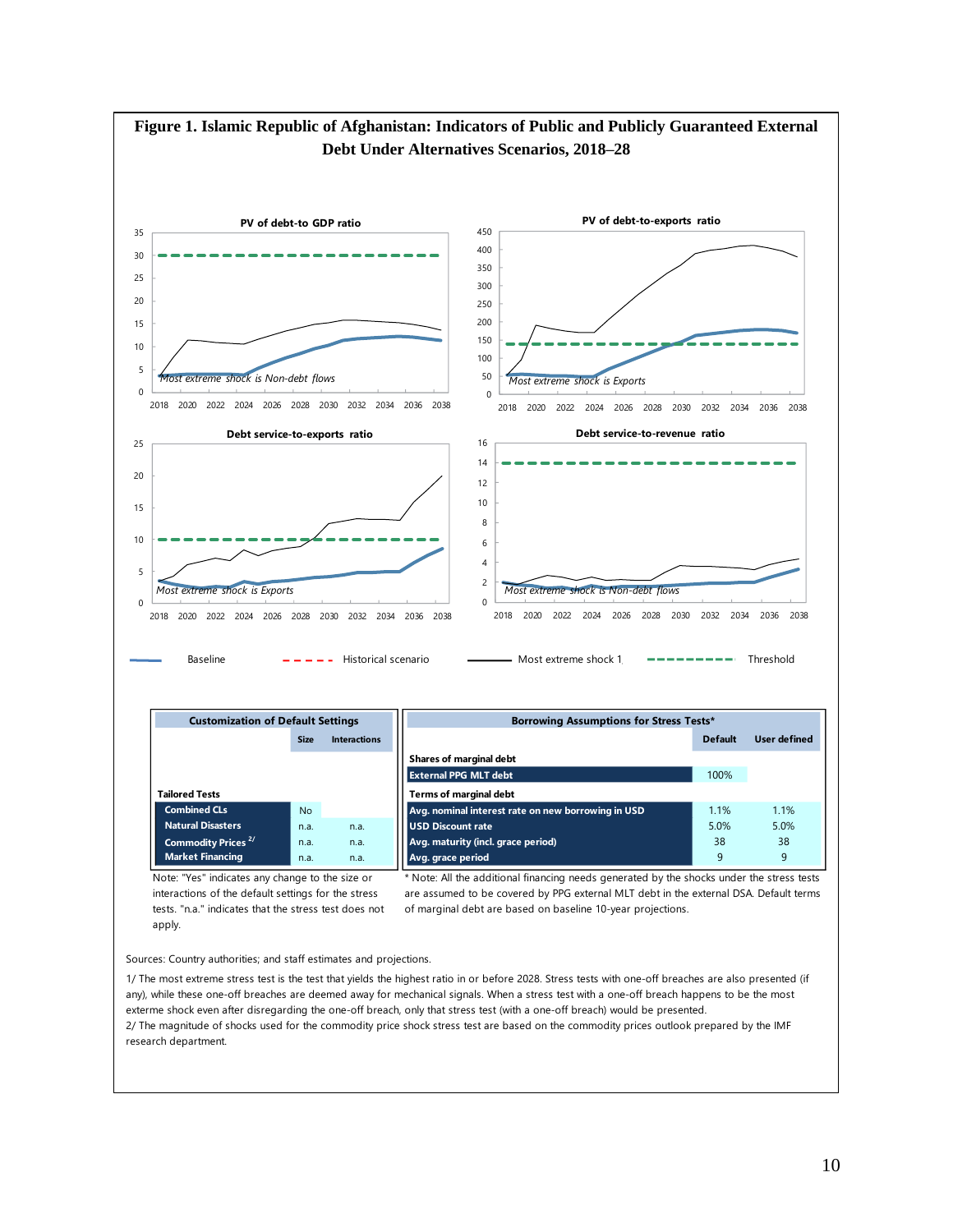# Figure 1. Islamic Republic of Afghanistan: Indicators of Public and Publicly Guaranteed External Debt Under Alternatives Scenarios, 2018–28

**PV of debt-to GDP ratio**

*Most extreme shock is Non-debt flows*

**PV of debt-to-exports ratio**

*Most extreme shock is Exports*

**Debt service-to-exports ratio**

*Most extreme shock is Exports*

**Debt service-to-revenue ratio**

*Most extreme shock is Non-debt flows*

Baseline — Historical scenario — Most extreme shock 1/ — Threshold

| Customization of Default Settings | | |
|---|---|---|
| | Size | Interactions |
| **Tailored Tests** | | |
| Combined CLs | No | |
| Natural Disasters | n.a. | n.a. |
| Commodity Prices [2/] | n.a. | n.a. |
| Market Financing | n.a. | n.a. |

Note: "Yes" indicates any change to the size or interactions of the default settings for the stress tests. "n.a." indicates that the stress test does not apply.

| Borrowing Assumptions for Stress Tests* | | |
|---|---|---|
| | Default | User defined |
| **Shares of marginal debt** | | |
| External PPG MLT debt | 100% | |
| **Terms of marginal debt** | | |
| Avg. nominal interest rate on new borrowing in USD | 1.1% | 1.1% |
| USD Discount rate | 5.0% | 5.0% |
| Avg. maturity (incl. grace period) | 38 | 38 |
| Avg. grace period | 9 | 9 |

\* Note: All the additional financing needs generated by the shocks under the stress tests are assumed to be covered by PPG external MLT debt in the external DSA. Default terms of marginal debt are based on baseline 10-year projections.

Sources: Country authorities; and staff estimates and projections.

1/ The most extreme stress test is the test that yields the highest ratio in or before 2028. Stress tests with one-off breaches are also presented (if any), while these one-off breaches are deemed away for mechanical signals. When a stress test with a one-off breach happens to be the most exterme shock even after disregarding the one-off breach, only that stress test (with a one-off breach) would be presented.

2/ The magnitude of shocks used for the commodity price shock stress test are based on the commodity prices outlook prepared by the IMF research department.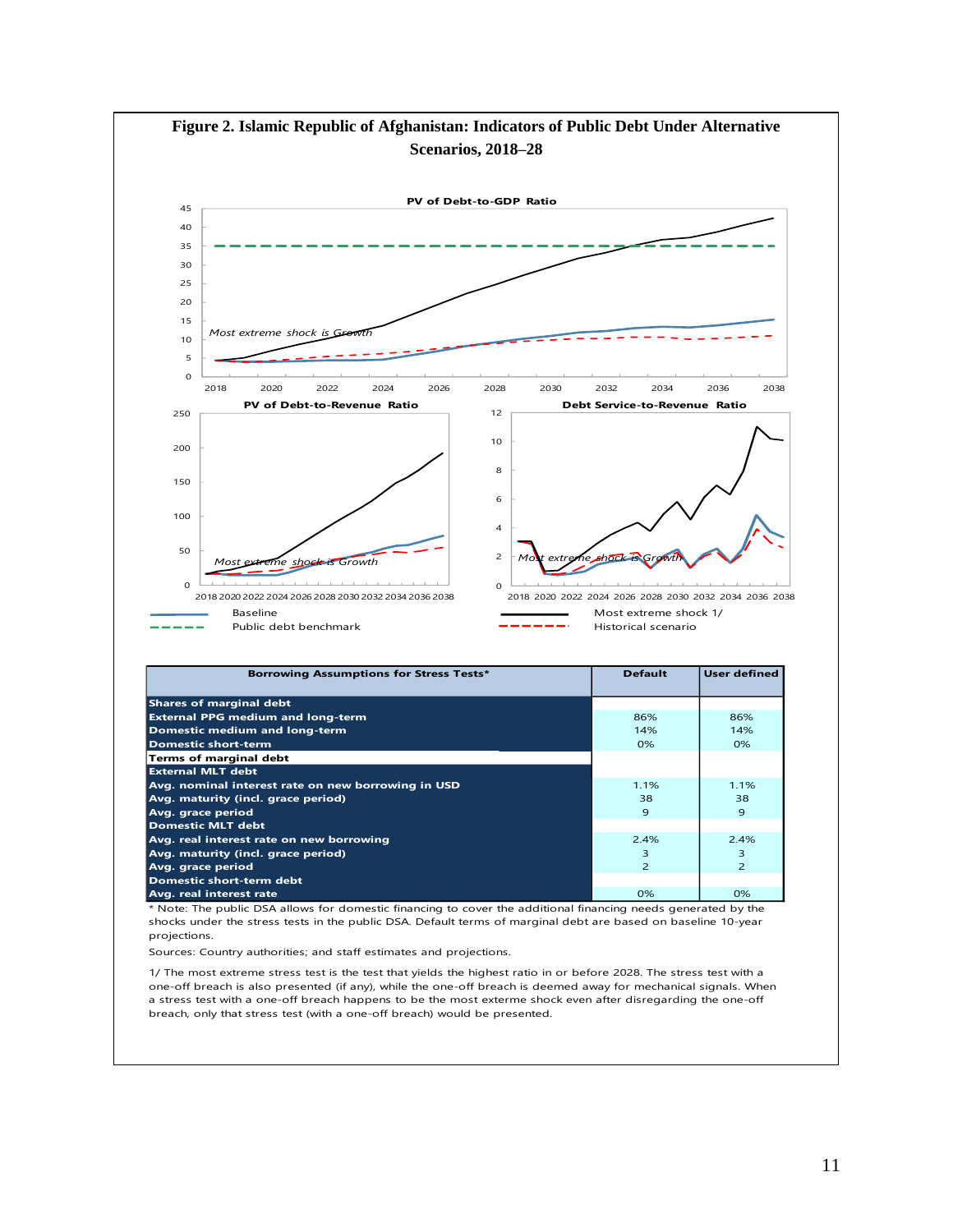# Figure 2. Islamic Republic of Afghanistan: Indicators of Public Debt Under Alternative Scenarios, 2018–28

**PV of Debt-to-GDP Ratio**

Most extreme shock is Growth

**PV of Debt-to-Revenue Ratio**

Most extreme shock is Growth

**Debt Service-to-Revenue Ratio**

Most extreme shock is Growth

Baseline — Most extreme shock 1/ — Public debt benchmark — Historical scenario

| Borrowing Assumptions for Stress Tests* | Default | User defined |
|---|---|---|
| **Shares of marginal debt** | | |
| External PPG medium and long-term | 86% | 86% |
| Domestic medium and long-term | 14% | 14% |
| Domestic short-term | 0% | 0% |
| **Terms of marginal debt** | | |
| **External MLT debt** | | |
| Avg. nominal interest rate on new borrowing in USD | 1.1% | 1.1% |
| Avg. maturity (incl. grace period) | 38 | 38 |
| Avg. grace period | 9 | 9 |
| **Domestic MLT debt** | | |
| Avg. real interest rate on new borrowing | 2.4% | 2.4% |
| Avg. maturity (incl. grace period) | 3 | 3 |
| Avg. grace period | 2 | 2 |
| **Domestic short-term debt** | | |
| Avg. real interest rate | 0% | 0% |

* Note: The public DSA allows for domestic financing to cover the additional financing needs generated by the shocks under the stress tests in the public DSA. Default terms of marginal debt are based on baseline 10-year projections.

Sources: Country authorities; and staff estimates and projections.

1/ The most extreme stress test is the test that yields the highest ratio in or before 2028. The stress test with a one-off breach is also presented (if any), while the one-off breach is deemed away for mechanical signals. When a stress test with a one-off breach happens to be the most exterme shock even after disregarding the one-off breach, only that stress test (with a one-off breach) would be presented.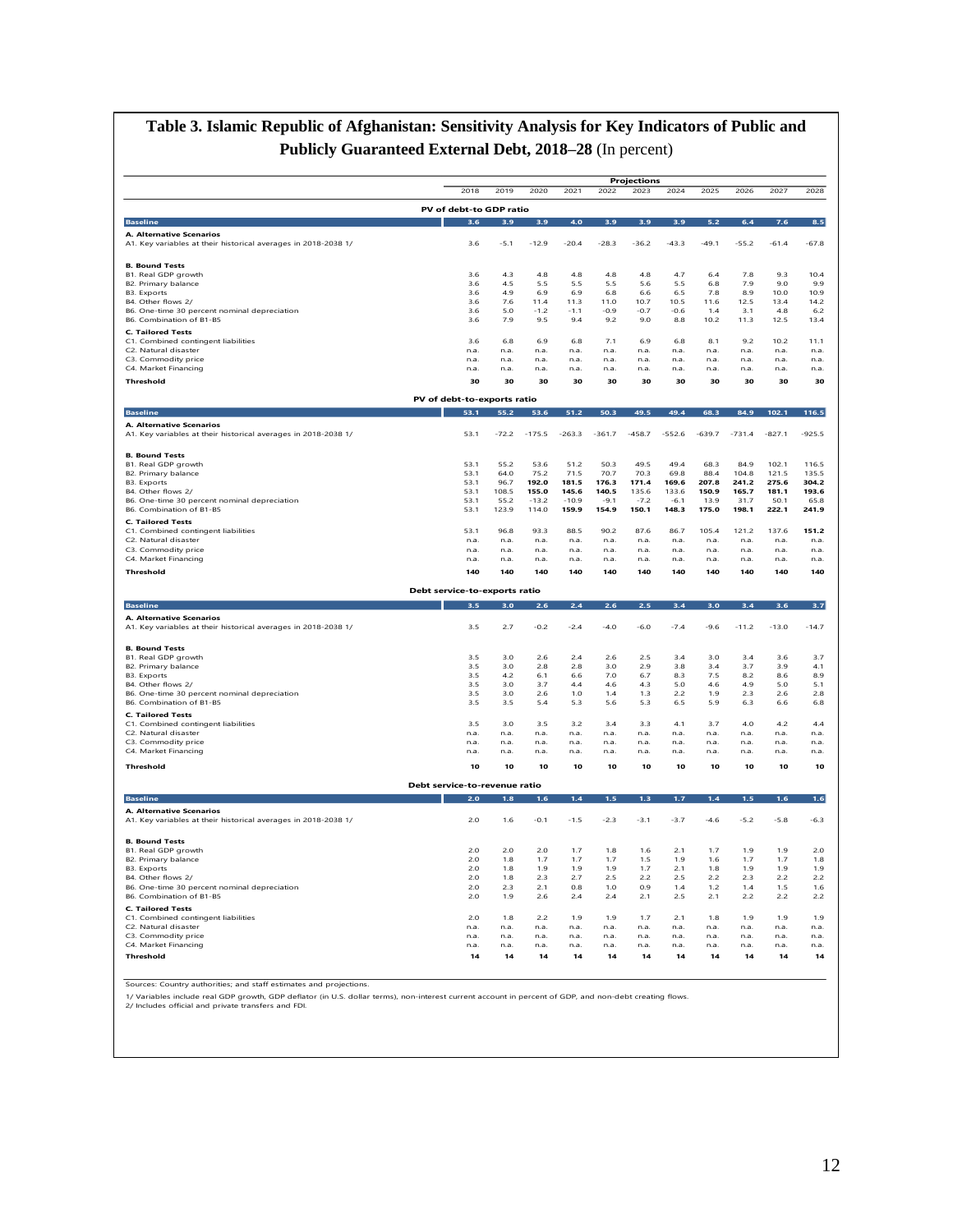## Table 3. Islamic Republic of Afghanistan: Sensitivity Analysis for Key Indicators of Public and Publicly Guaranteed External Debt, 2018–28 (In percent)

| | | Projections | | | | | | | | | |
|---|---|---|---|---|---|---|---|---|---|---|---|
| | 2018 | 2019 | 2020 | 2021 | 2022 | 2023 | 2024 | 2025 | 2026 | 2027 | 2028 |
| **PV of debt-to GDP ratio** | | | | | | | | | | | |
| **Baseline** | 3.6 | 3.9 | 3.9 | 4.0 | 3.9 | 3.9 | 3.9 | 5.2 | 6.4 | 7.6 | 8.5 |
| **A. Alternative Scenarios** | | | | | | | | | | | |
| A1. Key variables at their historical averages in 2018-2038 1/ | 3.6 | -5.1 | -12.9 | -20.4 | -28.3 | -36.2 | -43.3 | -49.1 | -55.2 | -61.4 | -67.8 |
| **B. Bound Tests** | | | | | | | | | | | |
| B1. Real GDP growth | 3.6 | 4.3 | 4.8 | 4.8 | 4.8 | 4.8 | 4.7 | 6.4 | 7.8 | 9.3 | 10.4 |
| B2. Primary balance | 3.6 | 4.5 | 5.5 | 5.5 | 5.5 | 5.6 | 5.5 | 6.8 | 7.9 | 9.0 | 9.9 |
| B3. Exports | 3.6 | 4.9 | 6.9 | 6.9 | 6.8 | 6.6 | 6.5 | 7.8 | 8.9 | 10.0 | 10.9 |
| B4. Other flows 2/ | 3.6 | 7.6 | 11.4 | 11.3 | 11.0 | 10.7 | 10.5 | 11.6 | 12.5 | 13.4 | 14.2 |
| B6. One-time 30 percent nominal depreciation | 3.6 | 5.0 | -1.2 | -1.1 | -0.9 | -0.7 | -0.6 | 1.4 | 3.1 | 4.8 | 6.2 |
| B6. Combination of B1-B5 | 3.6 | 7.9 | 9.5 | 9.4 | 9.2 | 9.0 | 8.8 | 10.2 | 11.3 | 12.5 | 13.4 |
| **C. Tailored Tests** | | | | | | | | | | | |
| C1. Combined contingent liabilities | 3.6 | 6.8 | 6.9 | 6.8 | 7.1 | 6.9 | 6.8 | 8.1 | 9.2 | 10.2 | 11.1 |
| C2. Natural disaster | n.a. | n.a. | n.a. | n.a. | n.a. | n.a. | n.a. | n.a. | n.a. | n.a. | n.a. |
| C3. Commodity price | n.a. | n.a. | n.a. | n.a. | n.a. | n.a. | n.a. | n.a. | n.a. | n.a. | n.a. |
| C4. Market Financing | n.a. | n.a. | n.a. | n.a. | n.a. | n.a. | n.a. | n.a. | n.a. | n.a. | n.a. |
| **Threshold** | **30** | **30** | **30** | **30** | **30** | **30** | **30** | **30** | **30** | **30** | **30** |
| **PV of debt-to-exports ratio** | | | | | | | | | | | |
| **Baseline** | 53.1 | 55.2 | 53.6 | 51.2 | 50.3 | 49.5 | 49.4 | 68.3 | 84.9 | 102.1 | 116.5 |
| **A. Alternative Scenarios** | | | | | | | | | | | |
| A1. Key variables at their historical averages in 2018-2038 1/ | 53.1 | -72.2 | -175.5 | -263.3 | -361.7 | -458.7 | -552.6 | -639.7 | -731.4 | -827.1 | -925.5 |
| **B. Bound Tests** | | | | | | | | | | | |
| B1. Real GDP growth | 53.1 | 55.2 | 53.6 | 51.2 | 50.3 | 49.5 | 49.4 | 68.3 | 84.9 | 102.1 | 116.5 |
| B2. Primary balance | 53.1 | 64.0 | 75.2 | 71.5 | 70.7 | 70.3 | 69.8 | 88.4 | 104.8 | 121.5 | 135.5 |
| B3. Exports | 53.1 | 96.7 | **192.0** | **181.5** | **176.3** | **171.4** | **169.6** | **207.8** | **241.2** | **275.6** | **304.2** |
| B4. Other flows 2/ | 53.1 | 108.5 | **155.0** | **145.6** | **140.5** | 135.6 | 133.6 | **150.9** | **165.7** | **181.1** | **193.6** |
| B6. One-time 30 percent nominal depreciation | 53.1 | 55.2 | -13.2 | -10.9 | -9.1 | -7.2 | -6.1 | 13.9 | 31.7 | 50.1 | 65.8 |
| B6. Combination of B1-B5 | 53.1 | 123.9 | 114.0 | **159.9** | **154.9** | **150.1** | **148.3** | **175.0** | **198.1** | **222.1** | **241.9** |
| **C. Tailored Tests** | | | | | | | | | | | |
| C1. Combined contingent liabilities | 53.1 | 96.8 | 93.3 | 88.5 | 90.2 | 87.6 | 86.7 | 105.4 | 121.2 | 137.6 | **151.2** |
| C2. Natural disaster | n.a. | n.a. | n.a. | n.a. | n.a. | n.a. | n.a. | n.a. | n.a. | n.a. | n.a. |
| C3. Commodity price | n.a. | n.a. | n.a. | n.a. | n.a. | n.a. | n.a. | n.a. | n.a. | n.a. | n.a. |
| C4. Market Financing | n.a. | n.a. | n.a. | n.a. | n.a. | n.a. | n.a. | n.a. | n.a. | n.a. | n.a. |
| **Threshold** | **140** | **140** | **140** | **140** | **140** | **140** | **140** | **140** | **140** | **140** | **140** |
| **Debt service-to-exports ratio** | | | | | | | | | | | |
| **Baseline** | 3.5 | 3.0 | 2.6 | 2.4 | 2.6 | 2.5 | 3.4 | 3.0 | 3.4 | 3.6 | 3.7 |
| **A. Alternative Scenarios** | | | | | | | | | | | |
| A1. Key variables at their historical averages in 2018-2038 1/ | 3.5 | 2.7 | -0.2 | -2.4 | -4.0 | -6.0 | -7.4 | -9.6 | -11.2 | -13.0 | -14.7 |
| **B. Bound Tests** | | | | | | | | | | | |
| B1. Real GDP growth | 3.5 | 3.0 | 2.6 | 2.4 | 2.6 | 2.5 | 3.4 | 3.0 | 3.4 | 3.6 | 3.7 |
| B2. Primary balance | 3.5 | 3.0 | 2.8 | 2.8 | 3.0 | 2.9 | 3.8 | 3.4 | 3.7 | 3.9 | 4.1 |
| B3. Exports | 3.5 | 4.2 | 6.1 | 6.6 | 7.0 | 6.7 | 8.3 | 7.5 | 8.2 | 8.6 | 8.9 |
| B4. Other flows 2/ | 3.5 | 3.0 | 3.7 | 4.4 | 4.6 | 4.3 | 5.0 | 4.6 | 4.9 | 5.0 | 5.1 |
| B6. One-time 30 percent nominal depreciation | 3.5 | 3.0 | 2.6 | 1.0 | 1.4 | 1.3 | 2.2 | 1.9 | 2.3 | 2.6 | 2.8 |
| B6. Combination of B1-B5 | 3.5 | 3.5 | 5.4 | 5.3 | 5.6 | 5.3 | 6.5 | 5.9 | 6.3 | 6.6 | 6.8 |
| **C. Tailored Tests** | | | | | | | | | | | |
| C1. Combined contingent liabilities | 3.5 | 3.0 | 3.5 | 3.2 | 3.4 | 3.3 | 4.1 | 3.7 | 4.0 | 4.2 | 4.4 |
| C2. Natural disaster | n.a. | n.a. | n.a. | n.a. | n.a. | n.a. | n.a. | n.a. | n.a. | n.a. | n.a. |
| C3. Commodity price | n.a. | n.a. | n.a. | n.a. | n.a. | n.a. | n.a. | n.a. | n.a. | n.a. | n.a. |
| C4. Market Financing | n.a. | n.a. | n.a. | n.a. | n.a. | n.a. | n.a. | n.a. | n.a. | n.a. | n.a. |
| **Threshold** | **10** | **10** | **10** | **10** | **10** | **10** | **10** | **10** | **10** | **10** | **10** |
| **Debt service-to-revenue ratio** | | | | | | | | | | | |
| **Baseline** | 2.0 | 1.8 | 1.6 | 1.4 | 1.5 | 1.3 | 1.7 | 1.4 | 1.5 | 1.6 | 1.6 |
| **A. Alternative Scenarios** | | | | | | | | | | | |
| A1. Key variables at their historical averages in 2018-2038 1/ | 2.0 | 1.6 | -0.1 | -1.5 | -2.3 | -3.1 | -3.7 | -4.6 | -5.2 | -5.8 | -6.3 |
| **B. Bound Tests** | | | | | | | | | | | |
| B1. Real GDP growth | 2.0 | 2.0 | 2.0 | 1.7 | 1.8 | 1.6 | 2.1 | 1.7 | 1.9 | 1.9 | 2.0 |
| B2. Primary balance | 2.0 | 1.8 | 1.7 | 1.7 | 1.7 | 1.5 | 1.9 | 1.6 | 1.7 | 1.7 | 1.8 |
| B3. Exports | 2.0 | 1.8 | 1.9 | 1.9 | 1.9 | 1.7 | 2.1 | 1.8 | 1.9 | 1.9 | 1.9 |
| B4. Other flows 2/ | 2.0 | 1.8 | 2.3 | 2.7 | 2.5 | 2.2 | 2.5 | 2.2 | 2.3 | 2.2 | 2.2 |
| B6. One-time 30 percent nominal depreciation | 2.0 | 2.3 | 2.1 | 0.8 | 1.0 | 0.9 | 1.4 | 1.2 | 1.4 | 1.5 | 1.6 |
| B6. Combination of B1-B5 | 2.0 | 1.9 | 2.6 | 2.4 | 2.4 | 2.1 | 2.5 | 2.1 | 2.2 | 2.2 | 2.2 |
| **C. Tailored Tests** | | | | | | | | | | | |
| C1. Combined contingent liabilities | 2.0 | 1.8 | 2.2 | 1.9 | 1.9 | 1.7 | 2.1 | 1.8 | 1.9 | 1.9 | 1.9 |
| C2. Natural disaster | n.a. | n.a. | n.a. | n.a. | n.a. | n.a. | n.a. | n.a. | n.a. | n.a. | n.a. |
| C3. Commodity price | n.a. | n.a. | n.a. | n.a. | n.a. | n.a. | n.a. | n.a. | n.a. | n.a. | n.a. |
| C4. Market Financing | n.a. | n.a. | n.a. | n.a. | n.a. | n.a. | n.a. | n.a. | n.a. | n.a. | n.a. |
| **Threshold** | **14** | **14** | **14** | **14** | **14** | **14** | **14** | **14** | **14** | **14** | **14** |

Sources: Country authorities; and staff estimates and projections.

1/ Variables include real GDP growth, GDP deflator (in U.S. dollar terms), non-interest current account in percent of GDP, and non-debt creating flows.
2/ Includes official and private transfers and FDI.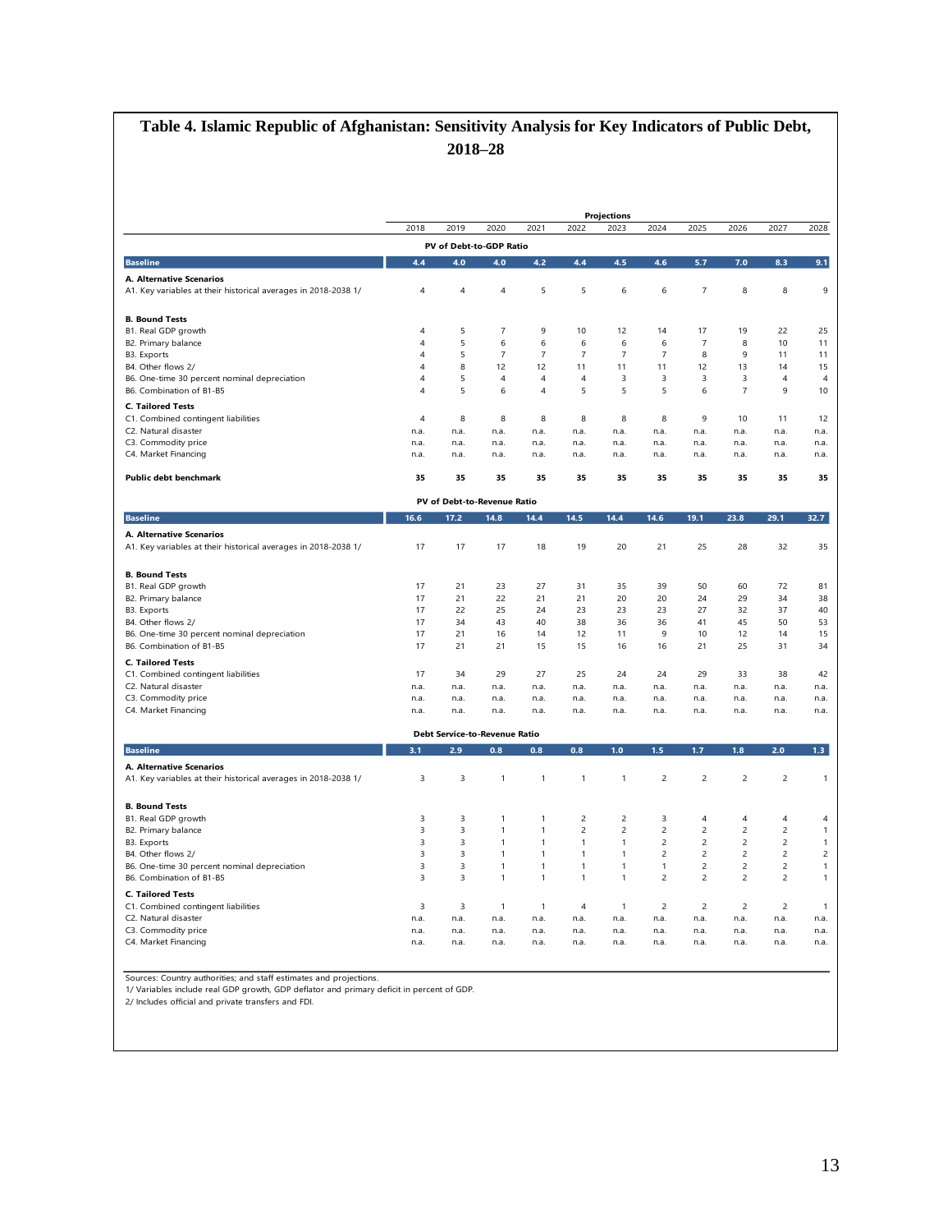# Table 4. Islamic Republic of Afghanistan: Sensitivity Analysis for Key Indicators of Public Debt, 2018–28

| | 2018 | 2019 | 2020 | 2021 | 2022 | 2023 | 2024 | 2025 | 2026 | 2027 | 2028 |
|---|---|---|---|---|---|---|---|---|---|---|---|
| | | | | | | Projections | | | | | |
| **PV of Debt-to-GDP Ratio** | | | | | | | | | | | |
| **Baseline** | **4.4** | **4.0** | **4.0** | **4.2** | **4.4** | **4.5** | **4.6** | **5.7** | **7.0** | **8.3** | **9.1** |
| **A. Alternative Scenarios** | | | | | | | | | | | |
| A1. Key variables at their historical averages in 2018-2038 1/ | 4 | 4 | 4 | 5 | 5 | 6 | 6 | 7 | 8 | 8 | 9 |
| **B. Bound Tests** | | | | | | | | | | | |
| B1. Real GDP growth | 4 | 5 | 7 | 9 | 10 | 12 | 14 | 17 | 19 | 22 | 25 |
| B2. Primary balance | 4 | 5 | 6 | 6 | 6 | 6 | 6 | 7 | 8 | 10 | 11 |
| B3. Exports | 4 | 5 | 7 | 7 | 7 | 7 | 7 | 8 | 9 | 11 | 11 |
| B4. Other flows 2/ | 4 | 8 | 12 | 12 | 11 | 11 | 11 | 12 | 13 | 14 | 15 |
| B6. One-time 30 percent nominal depreciation | 4 | 5 | 4 | 4 | 4 | 3 | 3 | 3 | 3 | 4 | 4 |
| B6. Combination of B1-B5 | 4 | 5 | 6 | 4 | 5 | 5 | 5 | 6 | 7 | 9 | 10 |
| **C. Tailored Tests** | | | | | | | | | | | |
| C1. Combined contingent liabilities | 4 | 8 | 8 | 8 | 8 | 8 | 8 | 9 | 10 | 11 | 12 |
| C2. Natural disaster | n.a. | n.a. | n.a. | n.a. | n.a. | n.a. | n.a. | n.a. | n.a. | n.a. | n.a. |
| C3. Commodity price | n.a. | n.a. | n.a. | n.a. | n.a. | n.a. | n.a. | n.a. | n.a. | n.a. | n.a. |
| C4. Market Financing | n.a. | n.a. | n.a. | n.a. | n.a. | n.a. | n.a. | n.a. | n.a. | n.a. | n.a. |
| **Public debt benchmark** | **35** | **35** | **35** | **35** | **35** | **35** | **35** | **35** | **35** | **35** | **35** |
| **PV of Debt-to-Revenue Ratio** | | | | | | | | | | | |
| **Baseline** | **16.6** | **17.2** | **14.8** | **14.4** | **14.5** | **14.4** | **14.6** | **19.1** | **23.8** | **29.1** | **32.7** |
| **A. Alternative Scenarios** | | | | | | | | | | | |
| A1. Key variables at their historical averages in 2018-2038 1/ | 17 | 17 | 17 | 18 | 19 | 20 | 21 | 25 | 28 | 32 | 35 |
| **B. Bound Tests** | | | | | | | | | | | |
| B1. Real GDP growth | 17 | 21 | 23 | 27 | 31 | 35 | 39 | 50 | 60 | 72 | 81 |
| B2. Primary balance | 17 | 21 | 22 | 21 | 21 | 20 | 20 | 24 | 29 | 34 | 38 |
| B3. Exports | 17 | 22 | 25 | 24 | 23 | 23 | 23 | 27 | 32 | 37 | 40 |
| B4. Other flows 2/ | 17 | 34 | 43 | 40 | 38 | 36 | 36 | 41 | 45 | 50 | 53 |
| B6. One-time 30 percent nominal depreciation | 17 | 21 | 16 | 14 | 12 | 11 | 9 | 10 | 12 | 14 | 15 |
| B6. Combination of B1-B5 | 17 | 21 | 21 | 15 | 15 | 16 | 16 | 21 | 25 | 31 | 34 |
| **C. Tailored Tests** | | | | | | | | | | | |
| C1. Combined contingent liabilities | 17 | 34 | 29 | 27 | 25 | 24 | 24 | 29 | 33 | 38 | 42 |
| C2. Natural disaster | n.a. | n.a. | n.a. | n.a. | n.a. | n.a. | n.a. | n.a. | n.a. | n.a. | n.a. |
| C3. Commodity price | n.a. | n.a. | n.a. | n.a. | n.a. | n.a. | n.a. | n.a. | n.a. | n.a. | n.a. |
| C4. Market Financing | n.a. | n.a. | n.a. | n.a. | n.a. | n.a. | n.a. | n.a. | n.a. | n.a. | n.a. |
| **Debt Service-to-Revenue Ratio** | | | | | | | | | | | |
| **Baseline** | **3.1** | **2.9** | **0.8** | **0.8** | **0.8** | **1.0** | **1.5** | **1.7** | **1.8** | **2.0** | **1.3** |
| **A. Alternative Scenarios** | | | | | | | | | | | |
| A1. Key variables at their historical averages in 2018-2038 1/ | 3 | 3 | 1 | 1 | 1 | 1 | 2 | 2 | 2 | 2 | 1 |
| **B. Bound Tests** | | | | | | | | | | | |
| B1. Real GDP growth | 3 | 3 | 1 | 1 | 2 | 2 | 3 | 4 | 4 | 4 | 4 |
| B2. Primary balance | 3 | 3 | 1 | 1 | 2 | 2 | 2 | 2 | 2 | 2 | 1 |
| B3. Exports | 3 | 3 | 1 | 1 | 1 | 1 | 2 | 2 | 2 | 2 | 1 |
| B4. Other flows 2/ | 3 | 3 | 1 | 1 | 1 | 1 | 2 | 2 | 2 | 2 | 2 |
| B6. One-time 30 percent nominal depreciation | 3 | 3 | 1 | 1 | 1 | 1 | 1 | 2 | 2 | 2 | 1 |
| B6. Combination of B1-B5 | 3 | 3 | 1 | 1 | 1 | 1 | 2 | 2 | 2 | 2 | 1 |
| **C. Tailored Tests** | | | | | | | | | | | |
| C1. Combined contingent liabilities | 3 | 3 | 1 | 1 | 4 | 1 | 2 | 2 | 2 | 2 | 1 |
| C2. Natural disaster | n.a. | n.a. | n.a. | n.a. | n.a. | n.a. | n.a. | n.a. | n.a. | n.a. | n.a. |
| C3. Commodity price | n.a. | n.a. | n.a. | n.a. | n.a. | n.a. | n.a. | n.a. | n.a. | n.a. | n.a. |
| C4. Market Financing | n.a. | n.a. | n.a. | n.a. | n.a. | n.a. | n.a. | n.a. | n.a. | n.a. | n.a. |

Sources: Country authorities; and staff estimates and projections.
1/ Variables include real GDP growth, GDP deflator and primary deficit in percent of GDP.
2/ Includes official and private transfers and FDI.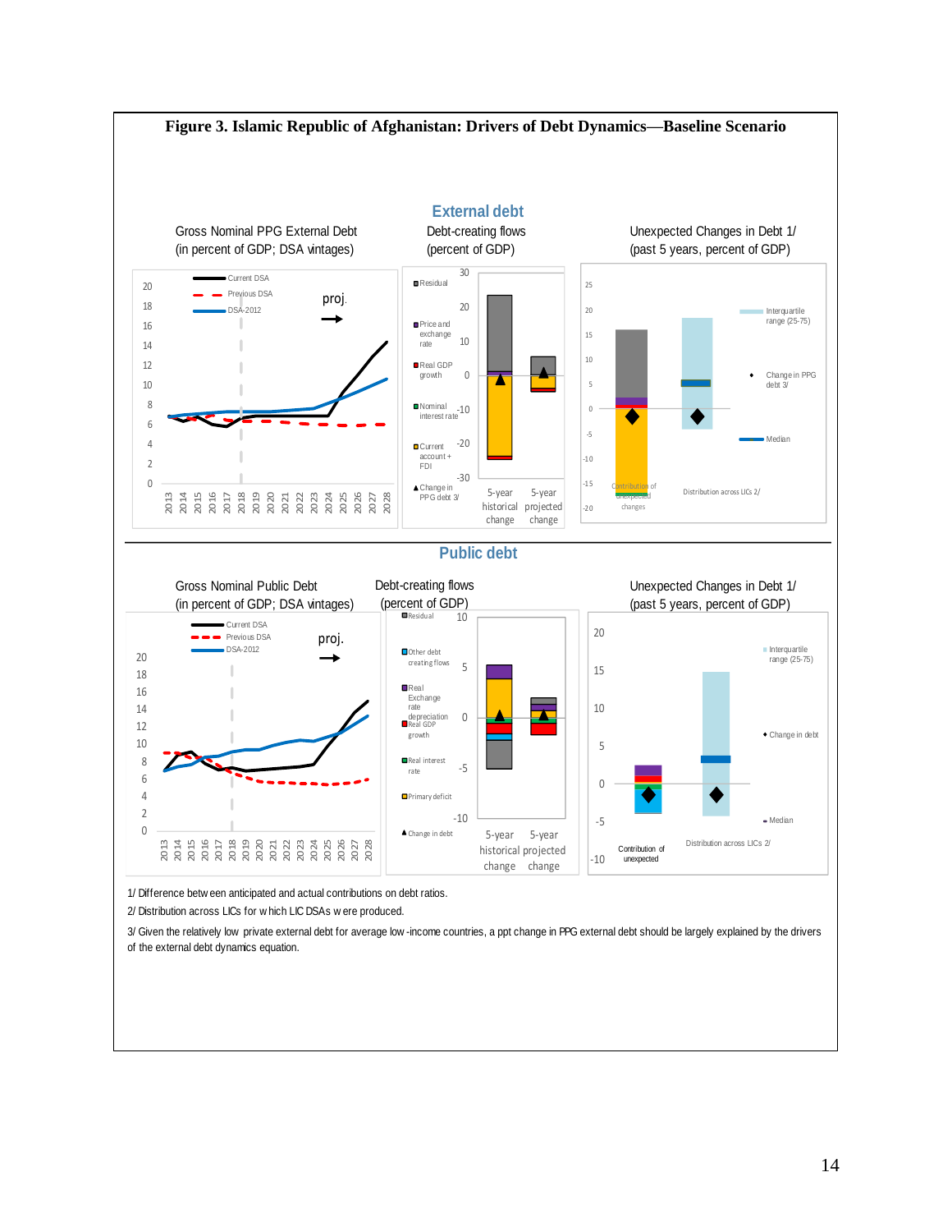**Figure 3. Islamic Republic of Afghanistan: Drivers of Debt Dynamics—Baseline Scenario**

## External debt

Gross Nominal PPG External Debt (in percent of GDP; DSA vintages)

Legend: Current DSA; Previous DSA; DSA-2012; proj.

Debt-creating flows (percent of GDP)

Legend: Residual; Price and exchange rate; Real GDP growth; Nominal interest rate; Current account + FDI; Change in PPG debt 3/

5-year historical change; 5-year projected change

Unexpected Changes in Debt 1/ (past 5 years, percent of GDP)

Legend: Interquartile range (25-75); Change in PPG debt 3/; Median

Contribution of unexpected changes; Distribution across LICs 2/

## Public debt

Gross Nominal Public Debt (in percent of GDP; DSA vintages)

Legend: Current DSA; Previous DSA; DSA-2012; proj.

Debt-creating flows (percent of GDP)

Legend: Residual; Other debt creating flows; Real Exchange rate depreciation; Real GDP growth; Real interest rate; Primary deficit; Change in debt

5-year historical change; 5-year projected change

Unexpected Changes in Debt 1/ (past 5 years, percent of GDP)

Legend: Interquartile range (25-75); Change in debt; Median

Contribution of unexpected; Distribution across LICs 2/

1/ Difference between anticipated and actual contributions on debt ratios.

2/ Distribution across LICs for which LIC DSAs were produced.

3/ Given the relatively low private external debt for average low-income countries, a ppt change in PPG external debt should be largely explained by the drivers of the external debt dynamics equation.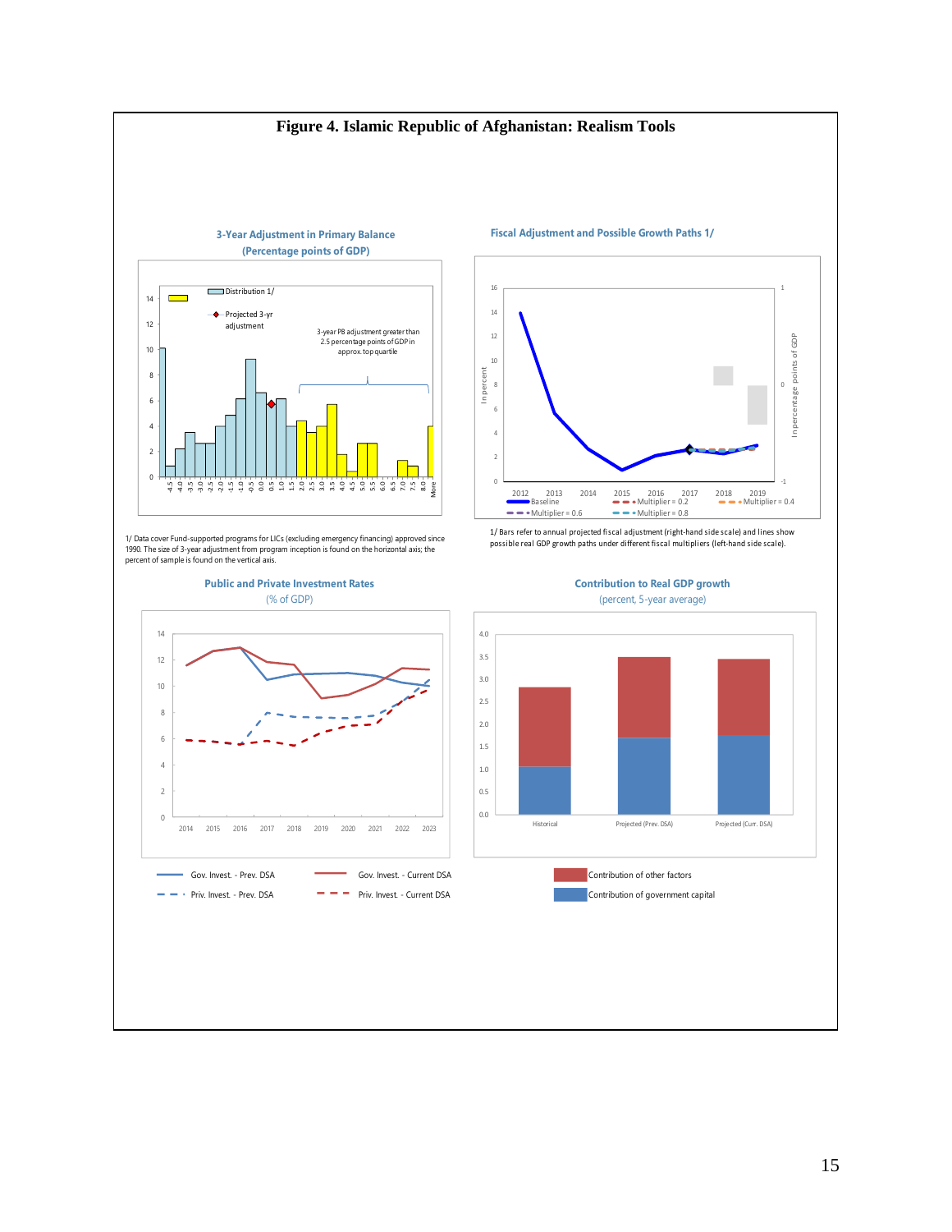# Figure 4. Islamic Republic of Afghanistan: Realism Tools

**3-Year Adjustment in Primary Balance**
**(Percentage points of GDP)**

Distribution 1/

Projected 3-yr adjustment

3-year PB adjustment greater than 2.5 percentage points of GDP in approx. top quartile

14
12
10
8
6
4
2
0

-4.5 -4.0 -3.5 -3.0 -2.5 -2.0 -1.5 -1.0 -0.5 0.0 0.5 1.0 1.5 2.0 2.5 3.0 3.5 4.0 4.5 5.0 5.5 6.0 6.5 7.0 7.5 8.0 More

1/ Data cover Fund-supported programs for LICs (excluding emergency financing) approved since 1990. The size of 3-year adjustment from program inception is found on the horizontal axis; the percent of sample is found on the vertical axis.

**Fiscal Adjustment and Possible Growth Paths 1/**

In percent

In percentage points of GDP

16
14
12
10
8
6
4
2
0

1
0
-1

2012 2013 2014 2015 2016 2017 2018 2019

Baseline
Multiplier = 0.2
Multiplier = 0.4
Multiplier = 0.6
Multiplier = 0.8

1/ Bars refer to annual projected fiscal adjustment (right-hand side scale) and lines show possible real GDP growth paths under different fiscal multipliers (left-hand side scale).

**Public and Private Investment Rates**
(% of GDP)

14
12
10
8
6
4
2
0

2014 2015 2016 2017 2018 2019 2020 2021 2022 2023

Gov. Invest. - Prev. DSA
Gov. Invest. - Current DSA
Priv. Invest. - Prev. DSA
Priv. Invest. - Current DSA

**Contribution to Real GDP growth**
(percent, 5-year average)

4.0
3.5
3.0
2.5
2.0
1.5
1.0
0.5
0.0

Historical
Projected (Prev. DSA)
Projected (Curr. DSA)

Contribution of other factors
Contribution of government capital